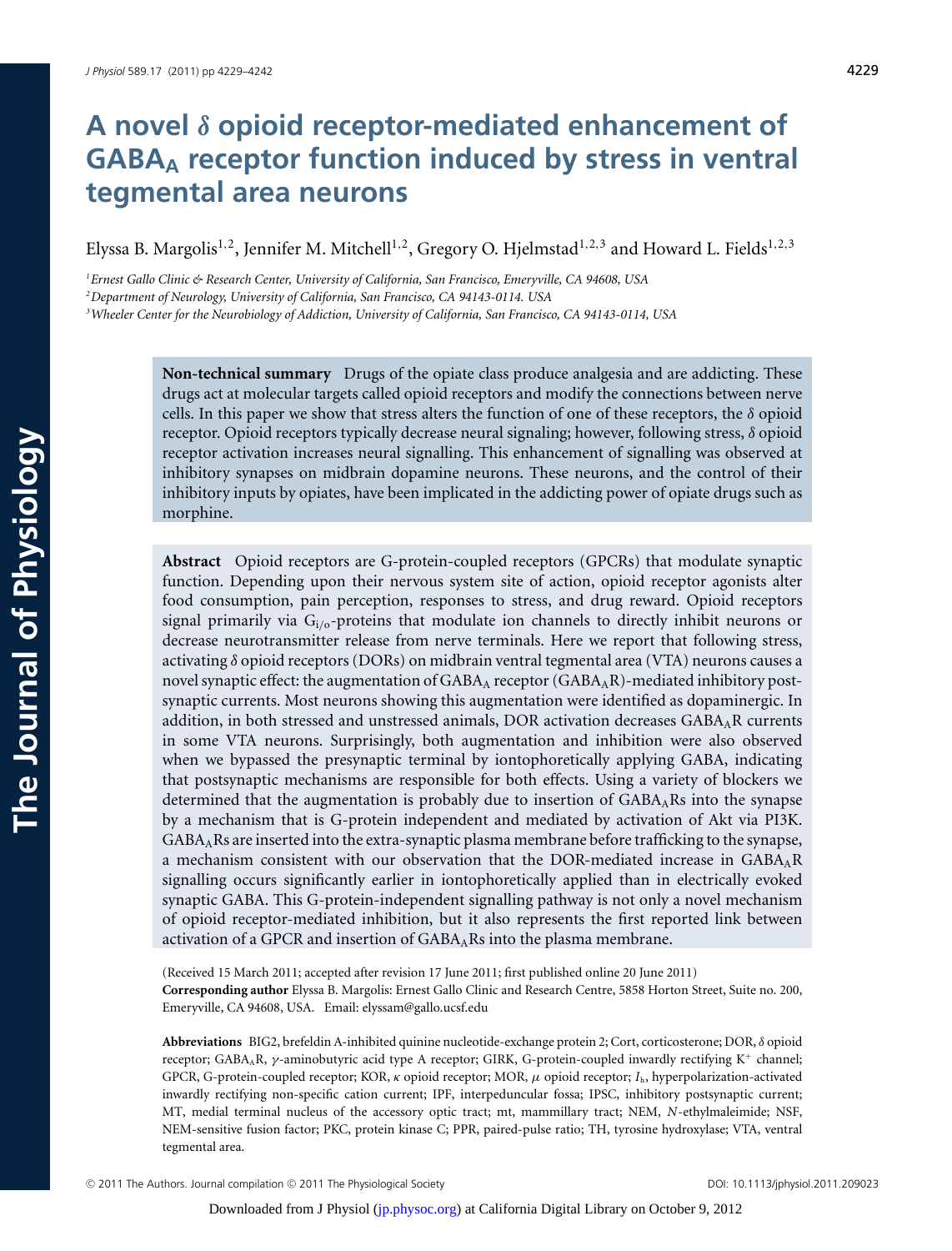# A novel δ opioid receptor-mediated enhancement of $GABA_A$ receptor function induced by stress in ventral tegmental area neurons

Elyssa B. Margolis[1,2], Jennifer M. Mitchell[1,2], Gregory O. Hjelmstad[1,2,3] and Howard L. Fields[1,2,3]

[1]Ernest Gallo Clinic & Research Center, University of California, San Francisco, Emeryville, CA 94608, USA
[2]Department of Neurology, University of California, San Francisco, CA 94143-0114. USA
[3]Wheeler Center for the Neurobiology of Addiction, University of California, San Francisco, CA 94143-0114, USA

**Non-technical summary** Drugs of the opiate class produce analgesia and are addicting. These drugs act at molecular targets called opioid receptors and modify the connections between nerve cells. In this paper we show that stress alters the function of one of these receptors, the *δ* opioid receptor. Opioid receptors typically decrease neural signaling; however, following stress, *δ* opioid receptor activation increases neural signalling. This enhancement of signalling was observed at inhibitory synapses on midbrain dopamine neurons. These neurons, and the control of their inhibitory inputs by opiates, have been implicated in the addicting power of opiate drugs such as morphine.

**Abstract** Opioid receptors are G-protein-coupled receptors (GPCRs) that modulate synaptic function. Depending upon their nervous system site of action, opioid receptor agonists alter food consumption, pain perception, responses to stress, and drug reward. Opioid receptors signal primarily via $G_{i/o}$-proteins that modulate ion channels to directly inhibit neurons or decrease neurotransmitter release from nerve terminals. Here we report that following stress, activating *δ* opioid receptors (DORs) on midbrain ventral tegmental area (VTA) neurons causes a novel synaptic effect: the augmentation of $GABA_A$ receptor ($GABA_AR$)-mediated inhibitory post-synaptic currents. Most neurons showing this augmentation were identified as dopaminergic. In addition, in both stressed and unstressed animals, DOR activation decreases $GABA_AR$ currents in some VTA neurons. Surprisingly, both augmentation and inhibition were also observed when we bypassed the presynaptic terminal by iontophoretically applying GABA, indicating that postsynaptic mechanisms are responsible for both effects. Using a variety of blockers we determined that the augmentation is probably due to insertion of $GABA_AR$s into the synapse by a mechanism that is G-protein independent and mediated by activation of Akt via PI3K. $GABA_AR$s are inserted into the extra-synaptic plasma membrane before trafficking to the synapse, a mechanism consistent with our observation that the DOR-mediated increase in $GABA_AR$ signalling occurs significantly earlier in iontophoretically applied than in electrically evoked synaptic GABA. This G-protein-independent signalling pathway is not only a novel mechanism of opioid receptor-mediated inhibition, but it also represents the first reported link between activation of a GPCR and insertion of $GABA_AR$s into the plasma membrane.

(Received 15 March 2011; accepted after revision 17 June 2011; first published online 20 June 2011)
**Corresponding author** Elyssa B. Margolis: Ernest Gallo Clinic and Research Centre, 5858 Horton Street, Suite no. 200, Emeryville, CA 94608, USA. Email: elyssam@gallo.ucsf.edu

**Abbreviations** BIG2, brefeldin A-inhibited quinine nucleotide-exchange protein 2; Cort, corticosterone; DOR, *δ* opioid receptor; $GABA_AR$, *γ*-aminobutyric acid type A receptor; GIRK, G-protein-coupled inwardly rectifying $K^+$ channel; GPCR, G-protein-coupled receptor; KOR, *κ* opioid receptor; MOR, *μ* opioid receptor; $I_h$, hyperpolarization-activated inwardly rectifying non-specific cation current; IPF, interpeduncular fossa; IPSC, inhibitory postsynaptic current; MT, medial terminal nucleus of the accessory optic tract; mt, mammillary tract; NEM, *N*-ethylmaleimide; NSF, NEM-sensitive fusion factor; PKC, protein kinase C; PPR, paired-pulse ratio; TH, tyrosine hydroxylase; VTA, ventral tegmental area.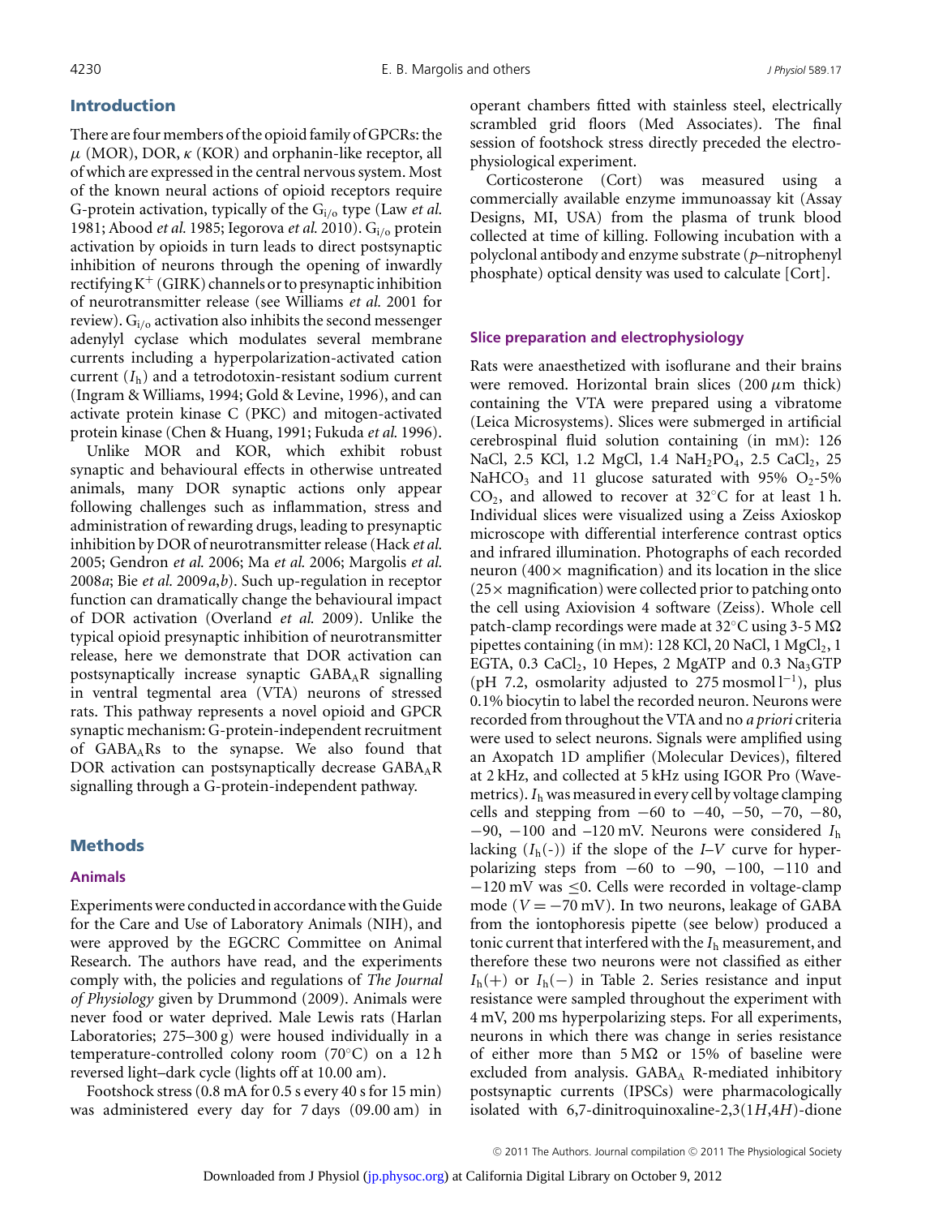## Introduction

There are four members of the opioid family of GPCRs: the $\mu$ (MOR), DOR, $\kappa$ (KOR) and orphanin-like receptor, all of which are expressed in the central nervous system. Most of the known neural actions of opioid receptors require G-protein activation, typically of the $G_{i/o}$ type (Law *et al.* 1981; Abood *et al.* 1985; Iegorova *et al.* 2010). $G_{i/o}$ protein activation by opioids in turn leads to direct postsynaptic inhibition of neurons through the opening of inwardly rectifying $K^+$ (GIRK) channels or to presynaptic inhibition of neurotransmitter release (see Williams *et al.* 2001 for review). $G_{i/o}$ activation also inhibits the second messenger adenylyl cyclase which modulates several membrane currents including a hyperpolarization-activated cation current ($I_h$) and a tetrodotoxin-resistant sodium current (Ingram & Williams, 1994; Gold & Levine, 1996), and can activate protein kinase C (PKC) and mitogen-activated protein kinase (Chen & Huang, 1991; Fukuda *et al.* 1996).

Unlike MOR and KOR, which exhibit robust synaptic and behavioural effects in otherwise untreated animals, many DOR synaptic actions only appear following challenges such as inflammation, stress and administration of rewarding drugs, leading to presynaptic inhibition by DOR of neurotransmitter release (Hack *et al.* 2005; Gendron *et al.* 2006; Ma *et al.* 2006; Margolis *et al.* 2008*a*; Bie *et al.* 2009*a*,*b*). Such up-regulation in receptor function can dramatically change the behavioural impact of DOR activation (Overland *et al.* 2009). Unlike the typical opioid presynaptic inhibition of neurotransmitter release, here we demonstrate that DOR activation can postsynaptically increase synaptic $GABA_AR$ signalling in ventral tegmental area (VTA) neurons of stressed rats. This pathway represents a novel opioid and GPCR synaptic mechanism: G-protein-independent recruitment of $GABA_ARs$ to the synapse. We also found that DOR activation can postsynaptically decrease $GABA_AR$ signalling through a G-protein-independent pathway.

## Methods

### Animals

Experiments were conducted in accordance with the Guide for the Care and Use of Laboratory Animals (NIH), and were approved by the EGCRC Committee on Animal Research. The authors have read, and the experiments comply with, the policies and regulations of *The Journal of Physiology* given by Drummond (2009). Animals were never food or water deprived. Male Lewis rats (Harlan Laboratories; 275–300 g) were housed individually in a temperature-controlled colony room (70°C) on a 12 h reversed light–dark cycle (lights off at 10.00 am).

Footshock stress (0.8 mA for 0.5 s every 40 s for 15 min) was administered every day for 7 days (09.00 am) in operant chambers fitted with stainless steel, electrically scrambled grid floors (Med Associates). The final session of footshock stress directly preceded the electrophysiological experiment.

Corticosterone (Cort) was measured using a commercially available enzyme immunoassay kit (Assay Designs, MI, USA) from the plasma of trunk blood collected at time of killing. Following incubation with a polyclonal antibody and enzyme substrate (*p*–nitrophenyl phosphate) optical density was used to calculate [Cort].

### Slice preparation and electrophysiology

Rats were anaesthetized with isoflurane and their brains were removed. Horizontal brain slices (200 $\mu$m thick) containing the VTA were prepared using a vibratome (Leica Microsystems). Slices were submerged in artificial cerebrospinal fluid solution containing (in mM): 126 NaCl, 2.5 KCl, 1.2 MgCl, 1.4 $NaH_2PO_4$, 2.5 $CaCl_2$, 25 $NaHCO_3$ and 11 glucose saturated with 95% $O_2$-5% $CO_2$, and allowed to recover at 32°C for at least 1 h. Individual slices were visualized using a Zeiss Axioskop microscope with differential interference contrast optics and infrared illumination. Photographs of each recorded neuron (400× magnification) and its location in the slice (25× magnification) were collected prior to patching onto the cell using Axiovision 4 software (Zeiss). Whole cell patch-clamp recordings were made at 32°C using 3-5 M$\Omega$ pipettes containing (in mM): 128 KCl, 20 NaCl, 1 $MgCl_2$, 1 EGTA, 0.3 $CaCl_2$, 10 Hepes, 2 MgATP and 0.3 $Na_3$GTP (pH 7.2, osmolarity adjusted to 275 mosmol $l^{-1}$), plus 0.1% biocytin to label the recorded neuron. Neurons were recorded from throughout the VTA and no *a priori* criteria were used to select neurons. Signals were amplified using an Axopatch 1D amplifier (Molecular Devices), filtered at 2 kHz, and collected at 5 kHz using IGOR Pro (Wavemetrics). $I_h$ was measured in every cell by voltage clamping cells and stepping from −60 to −40, −50, −70, −80, −90, −100 and −120 mV. Neurons were considered $I_h$ lacking ($I_h$(-)) if the slope of the *I–V* curve for hyperpolarizing steps from −60 to −90, −100, −110 and −120 mV was ≤0. Cells were recorded in voltage-clamp mode ($V = -70$ mV). In two neurons, leakage of GABA from the iontophoresis pipette (see below) produced a tonic current that interfered with the $I_h$ measurement, and therefore these two neurons were not classified as either $I_h$(+) or $I_h$(−) in Table 2. Series resistance and input resistance were sampled throughout the experiment with 4 mV, 200 ms hyperpolarizing steps. For all experiments, neurons in which there was change in series resistance of either more than 5 M$\Omega$ or 15% of baseline were excluded from analysis. $GABA_A$ R-mediated inhibitory postsynaptic currents (IPSCs) were pharmacologically isolated with 6,7-dinitroquinoxaline-2,3(1*H*,4*H*)-dione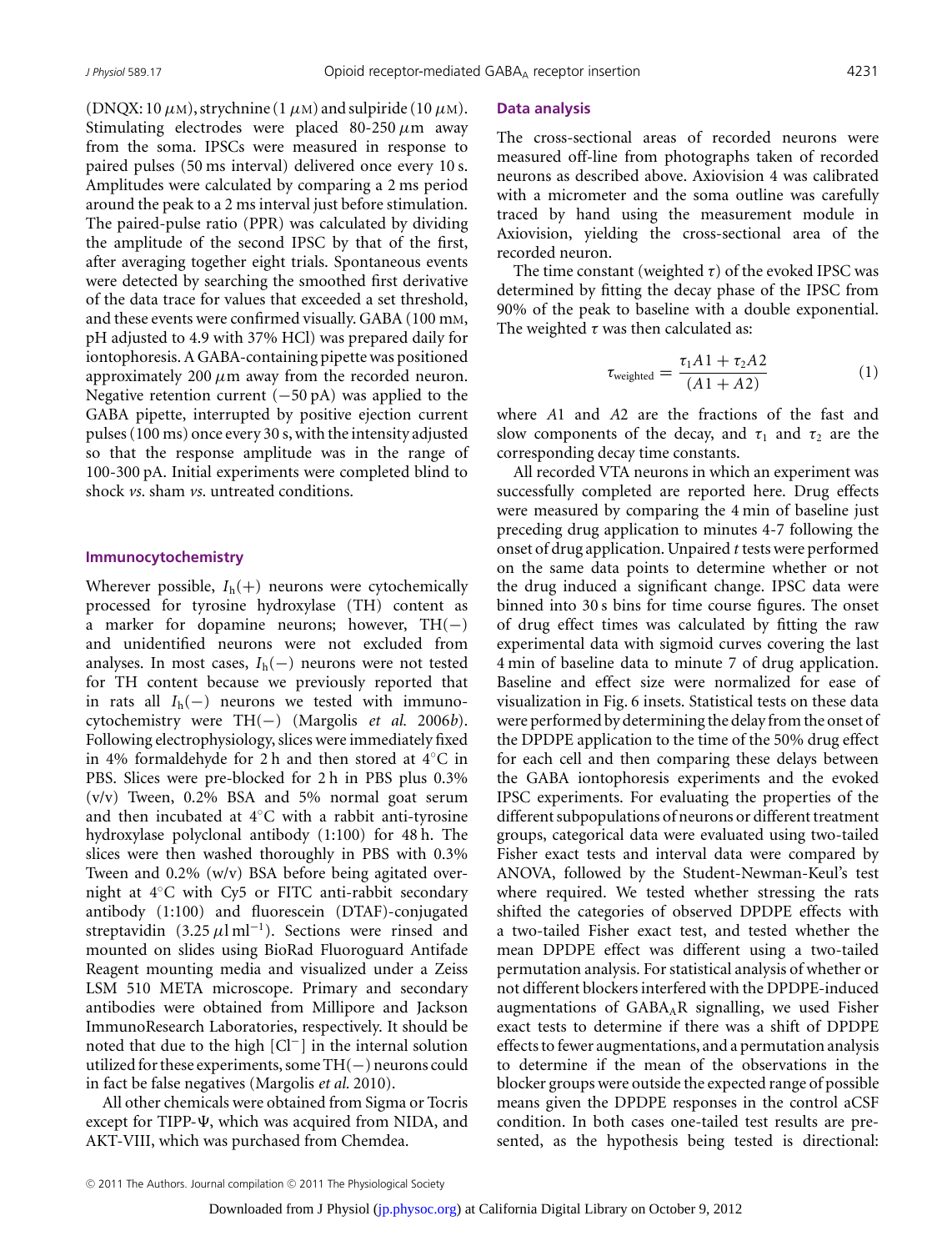(DNQX: 10 $\mu$M), strychnine (1 $\mu$M) and sulpiride (10 $\mu$M). Stimulating electrodes were placed 80-250 $\mu$m away from the soma. IPSCs were measured in response to paired pulses (50 ms interval) delivered once every 10 s. Amplitudes were calculated by comparing a 2 ms period around the peak to a 2 ms interval just before stimulation. The paired-pulse ratio (PPR) was calculated by dividing the amplitude of the second IPSC by that of the first, after averaging together eight trials. Spontaneous events were detected by searching the smoothed first derivative of the data trace for values that exceeded a set threshold, and these events were confirmed visually. GABA (100 mM, pH adjusted to 4.9 with 37% HCl) was prepared daily for iontophoresis. A GABA-containing pipette was positioned approximately 200 $\mu$m away from the recorded neuron. Negative retention current (−50 pA) was applied to the GABA pipette, interrupted by positive ejection current pulses (100 ms) once every 30 s, with the intensity adjusted so that the response amplitude was in the range of 100-300 pA. Initial experiments were completed blind to shock *vs.* sham *vs.* untreated conditions.

### Immunocytochemistry

Wherever possible, $I_h(+)$ neurons were cytochemically processed for tyrosine hydroxylase (TH) content as a marker for dopamine neurons; however, TH(−) and unidentified neurons were not excluded from analyses. In most cases, $I_h(-)$ neurons were not tested for TH content because we previously reported that in rats all $I_h(-)$ neurons we tested with immunocytochemistry were TH(−) (Margolis *et al.* 2006*b*). Following electrophysiology, slices were immediately fixed in 4% formaldehyde for 2 h and then stored at 4°C in PBS. Slices were pre-blocked for 2 h in PBS plus 0.3% (v/v) Tween, 0.2% BSA and 5% normal goat serum and then incubated at 4°C with a rabbit anti-tyrosine hydroxylase polyclonal antibody (1:100) for 48 h. The slices were then washed thoroughly in PBS with 0.3% Tween and 0.2% (w/v) BSA before being agitated overnight at 4°C with Cy5 or FITC anti-rabbit secondary antibody (1:100) and fluorescein (DTAF)-conjugated streptavidin (3.25 $\mu$l ml$^{-1}$). Sections were rinsed and mounted on slides using BioRad Fluoroguard Antifade Reagent mounting media and visualized under a Zeiss LSM 510 META microscope. Primary and secondary antibodies were obtained from Millipore and Jackson ImmunoResearch Laboratories, respectively. It should be noted that due to the high [Cl$^-$] in the internal solution utilized for these experiments, some TH(−) neurons could in fact be false negatives (Margolis *et al.* 2010).

All other chemicals were obtained from Sigma or Tocris except for TIPP-Ψ, which was acquired from NIDA, and AKT-VIII, which was purchased from Chemdea.

### Data analysis

The cross-sectional areas of recorded neurons were measured off-line from photographs taken of recorded neurons as described above. Axiovision 4 was calibrated with a micrometer and the soma outline was carefully traced by hand using the measurement module in Axiovision, yielding the cross-sectional area of the recorded neuron.

The time constant (weighted $\tau$) of the evoked IPSC was determined by fitting the decay phase of the IPSC from 90% of the peak to baseline with a double exponential. The weighted $\tau$ was then calculated as:

$$\tau_{\text{weighted}} = \frac{\tau_1 A1 + \tau_2 A2}{(A1 + A2)} \tag{1}$$

where $A1$ and $A2$ are the fractions of the fast and slow components of the decay, and $\tau_1$ and $\tau_2$ are the corresponding decay time constants.

All recorded VTA neurons in which an experiment was successfully completed are reported here. Drug effects were measured by comparing the 4 min of baseline just preceding drug application to minutes 4-7 following the onset of drug application. Unpaired *t* tests were performed on the same data points to determine whether or not the drug induced a significant change. IPSC data were binned into 30 s bins for time course figures. The onset of drug effect times was calculated by fitting the raw experimental data with sigmoid curves covering the last 4 min of baseline data to minute 7 of drug application. Baseline and effect size were normalized for ease of visualization in Fig. 6 insets. Statistical tests on these data were performed by determining the delay from the onset of the DPDPE application to the time of the 50% drug effect for each cell and then comparing these delays between the GABA iontophoresis experiments and the evoked IPSC experiments. For evaluating the properties of the different subpopulations of neurons or different treatment groups, categorical data were evaluated using two-tailed Fisher exact tests and interval data were compared by ANOVA, followed by the Student-Newman-Keul's test where required. We tested whether stressing the rats shifted the categories of observed DPDPE effects with a two-tailed Fisher exact test, and tested whether the mean DPDPE effect was different using a two-tailed permutation analysis. For statistical analysis of whether or not different blockers interfered with the DPDPE-induced augmentations of GABA$_A$R signalling, we used Fisher exact tests to determine if there was a shift of DPDPE effects to fewer augmentations, and a permutation analysis to determine if the mean of the observations in the blocker groups were outside the expected range of possible means given the DPDPE responses in the control aCSF condition. In both cases one-tailed test results are presented, as the hypothesis being tested is directional: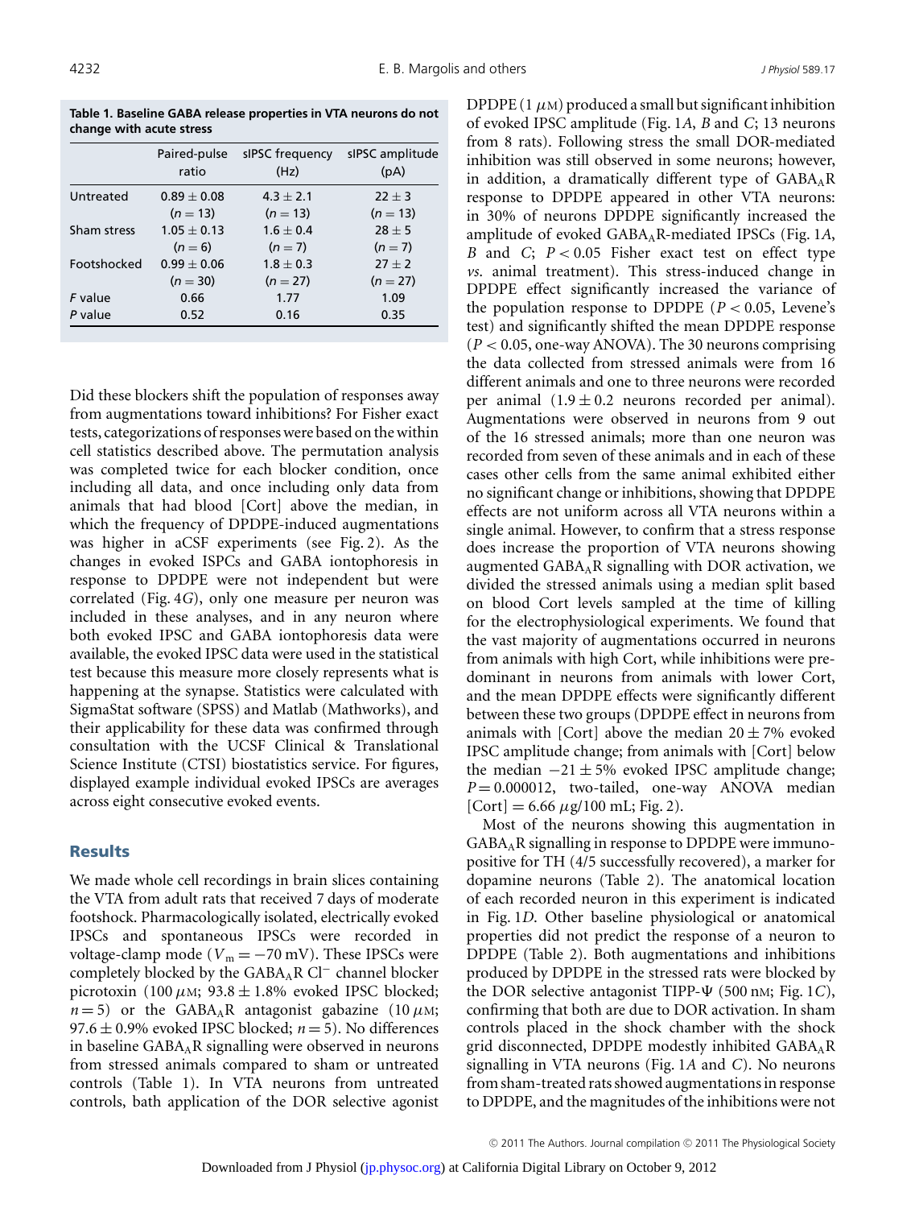**Table 1. Baseline GABA release properties in VTA neurons do not change with acute stress**

| | Paired-pulse ratio | sIPSC frequency (Hz) | sIPSC amplitude (pA) |
|---|---|---|---|
| Untreated | $0.89 \pm 0.08$ ($n = 13$) | $4.3 \pm 2.1$ ($n = 13$) | $22 \pm 3$ ($n = 13$) |
| Sham stress | $1.05 \pm 0.13$ ($n = 6$) | $1.6 \pm 0.4$ ($n = 7$) | $28 \pm 5$ ($n = 7$) |
| Footshocked | $0.99 \pm 0.06$ ($n = 30$) | $1.8 \pm 0.3$ ($n = 27$) | $27 \pm 2$ ($n = 27$) |
| *F* value | 0.66 | 1.77 | 1.09 |
| *P* value | 0.52 | 0.16 | 0.35 |

Did these blockers shift the population of responses away from augmentations toward inhibitions? For Fisher exact tests, categorizations of responses were based on the within cell statistics described above. The permutation analysis was completed twice for each blocker condition, once including all data, and once including only data from animals that had blood [Cort] above the median, in which the frequency of DPDPE-induced augmentations was higher in aCSF experiments (see Fig. 2). As the changes in evoked ISPCs and GABA iontophoresis in response to DPDPE were not independent but were correlated (Fig. 4*G*), only one measure per neuron was included in these analyses, and in any neuron where both evoked IPSC and GABA iontophoresis data were available, the evoked IPSC data were used in the statistical test because this measure more closely represents what is happening at the synapse. Statistics were calculated with SigmaStat software (SPSS) and Matlab (Mathworks), and their applicability for these data was confirmed through consultation with the UCSF Clinical & Translational Science Institute (CTSI) biostatistics service. For figures, displayed example individual evoked IPSCs are averages across eight consecutive evoked events.

## Results

We made whole cell recordings in brain slices containing the VTA from adult rats that received 7 days of moderate footshock. Pharmacologically isolated, electrically evoked IPSCs and spontaneous IPSCs were recorded in voltage-clamp mode ($V_m = -70$ mV). These IPSCs were completely blocked by the $GABA_AR$ $Cl^-$ channel blocker picrotoxin (100 $\mu$M; $93.8 \pm 1.8$% evoked IPSC blocked; $n = 5$) or the $GABA_AR$ antagonist gabazine (10 $\mu$M; $97.6 \pm 0.9$% evoked IPSC blocked; $n = 5$). No differences in baseline $GABA_AR$ signalling were observed in neurons from stressed animals compared to sham or untreated controls (Table 1). In VTA neurons from untreated controls, bath application of the DOR selective agonist DPDPE (1 $\mu$M) produced a small but significant inhibition of evoked IPSC amplitude (Fig. 1*A*, *B* and *C*; 13 neurons from 8 rats). Following stress the small DOR-mediated inhibition was still observed in some neurons; however, in addition, a dramatically different type of $GABA_AR$ response to DPDPE appeared in other VTA neurons: in 30% of neurons DPDPE significantly increased the amplitude of evoked $GABA_AR$-mediated IPSCs (Fig. 1*A*, *B* and *C*; $P < 0.05$ Fisher exact test on effect type *vs.* animal treatment). This stress-induced change in DPDPE effect significantly increased the variance of the population response to DPDPE ($P < 0.05$, Levene's test) and significantly shifted the mean DPDPE response ($P < 0.05$, one-way ANOVA). The 30 neurons comprising the data collected from stressed animals were from 16 different animals and one to three neurons were recorded per animal ($1.9 \pm 0.2$ neurons recorded per animal). Augmentations were observed in neurons from 9 out of the 16 stressed animals; more than one neuron was recorded from seven of these animals and in each of these cases other cells from the same animal exhibited either no significant change or inhibitions, showing that DPDPE effects are not uniform across all VTA neurons within a single animal. However, to confirm that a stress response does increase the proportion of VTA neurons showing augmented $GABA_AR$ signalling with DOR activation, we divided the stressed animals using a median split based on blood Cort levels sampled at the time of killing for the electrophysiological experiments. We found that the vast majority of augmentations occurred in neurons from animals with high Cort, while inhibitions were predominant in neurons from animals with lower Cort, and the mean DPDPE effects were significantly different between these two groups (DPDPE effect in neurons from animals with [Cort] above the median $20 \pm 7$% evoked IPSC amplitude change; from animals with [Cort] below the median $-21 \pm 5$% evoked IPSC amplitude change; $P = 0.000012$, two-tailed, one-way ANOVA median [Cort] $= 6.66$ $\mu$g/100 mL; Fig. 2).

Most of the neurons showing this augmentation in $GABA_AR$ signalling in response to DPDPE were immunopositive for TH (4/5 successfully recovered), a marker for dopamine neurons (Table 2). The anatomical location of each recorded neuron in this experiment is indicated in Fig. 1*D*. Other baseline physiological or anatomical properties did not predict the response of a neuron to DPDPE (Table 2). Both augmentations and inhibitions produced by DPDPE in the stressed rats were blocked by the DOR selective antagonist TIPP-Ψ (500 nM; Fig. 1*C*), confirming that both are due to DOR activation. In sham controls placed in the shock chamber with the shock grid disconnected, DPDPE modestly inhibited $GABA_AR$ signalling in VTA neurons (Fig. 1*A* and *C*). No neurons from sham-treated rats showed augmentations in response to DPDPE, and the magnitudes of the inhibitions were not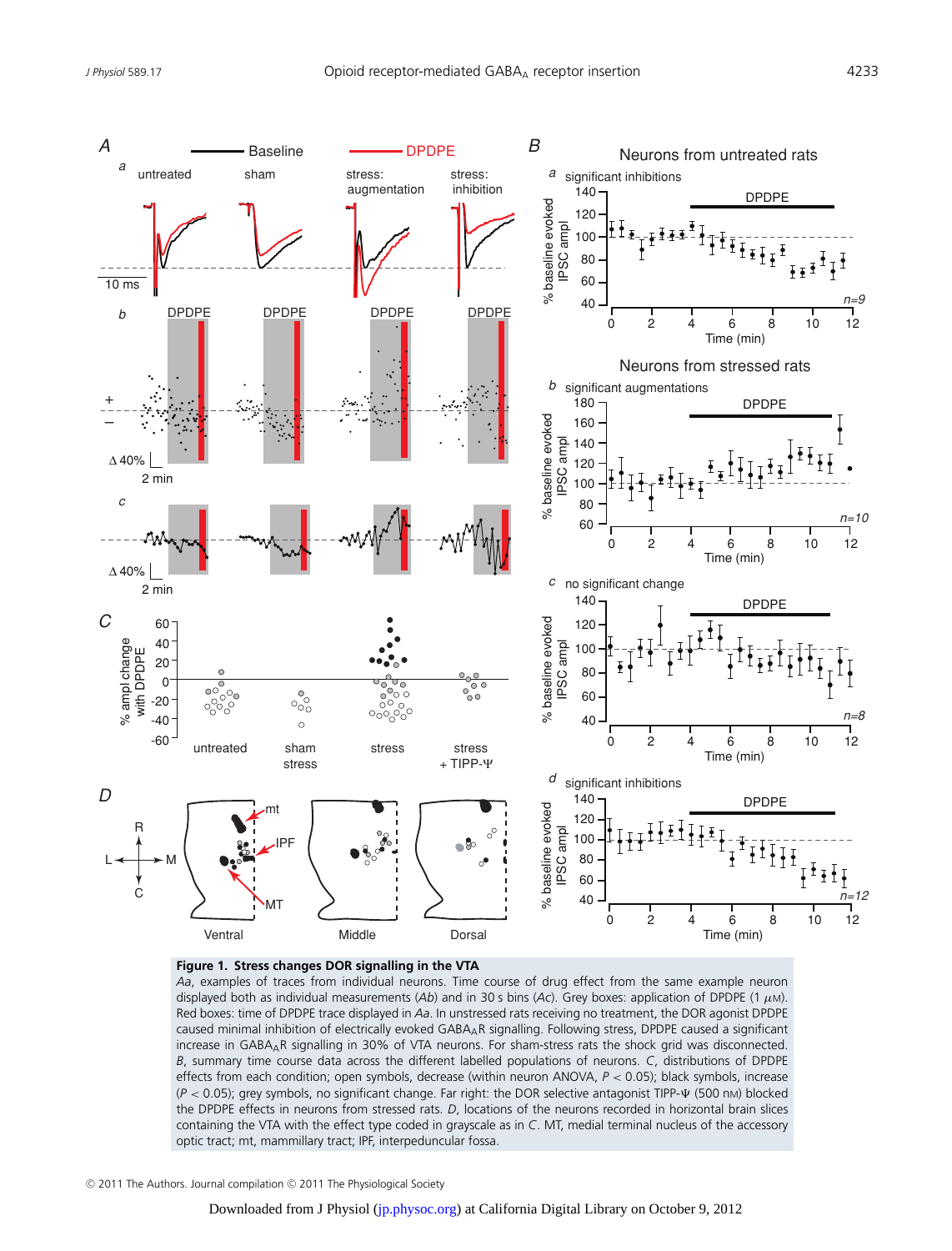**Figure 1. Stress changes DOR signalling in the VTA**

*Aa*, examples of traces from individual neurons. Time course of drug effect from the same example neuron displayed both as individual measurements (*Ab*) and in 30 s bins (*Ac*). Grey boxes: application of DPDPE (1 $\mu$M). Red boxes: time of DPDPE trace displayed in *Aa*. In unstressed rats receiving no treatment, the DOR agonist DPDPE caused minimal inhibition of electrically evoked $GABA_AR$ signalling. Following stress, DPDPE caused a significant increase in $GABA_AR$ signalling in 30% of VTA neurons. For sham-stress rats the shock grid was disconnected. *B*, summary time course data across the different labelled populations of neurons. *C*, distributions of DPDPE effects from each condition; open symbols, decrease (within neuron ANOVA, $P < 0.05$); black symbols, increase ($P < 0.05$); grey symbols, no significant change. Far right: the DOR selective antagonist TIPP-Ψ (500 nM) blocked the DPDPE effects in neurons from stressed rats. *D*, locations of the neurons recorded in horizontal brain slices containing the VTA with the effect type coded in grayscale as in *C*. MT, medial terminal nucleus of the accessory optic tract; mt, mammillary tract; IPF, interpeduncular fossa.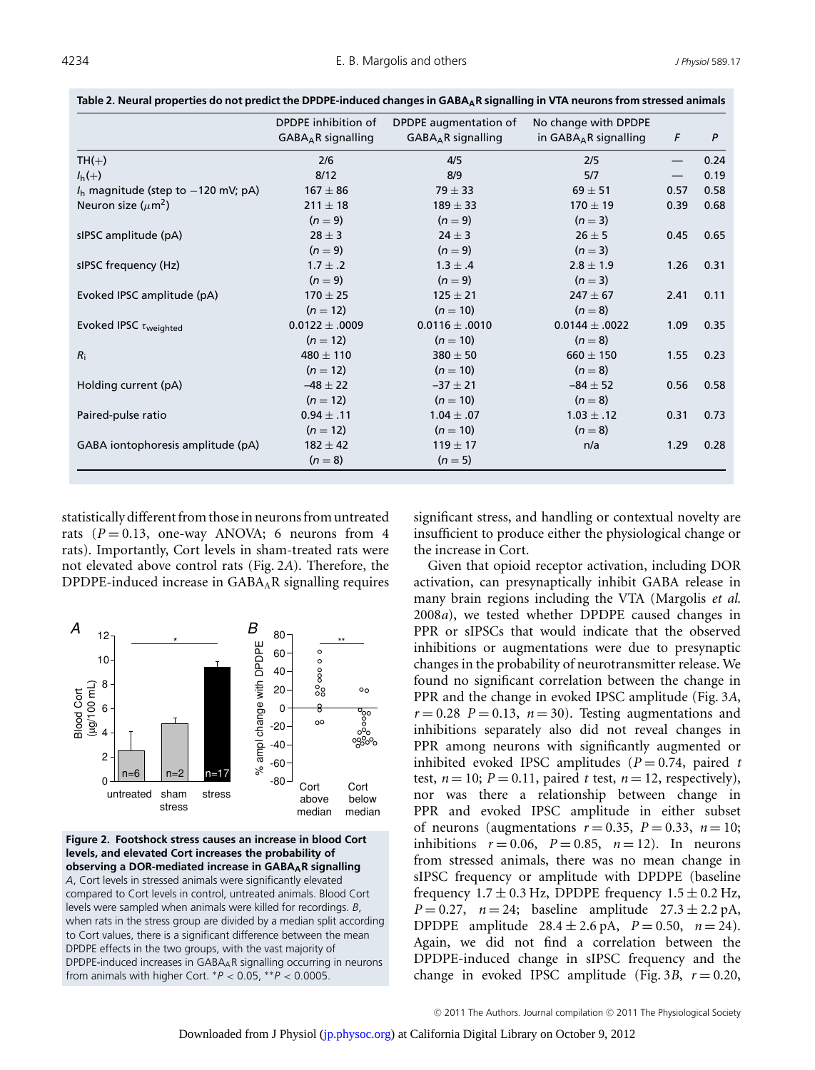**Table 2. Neural properties do not predict the DPDPE-induced changes in $GABA_AR$ signalling in VTA neurons from stressed animals**

| | DPDPE inhibition of $GABA_AR$ signalling | DPDPE augmentation of $GABA_AR$ signalling | No change with DPDPE in $GABA_AR$ signalling | F | P |
|---|---|---|---|---|---|
| TH(+) | 2/6 | 4/5 | 2/5 | — | 0.24 |
| $I_h$(+) | 8/12 | 8/9 | 5/7 | — | 0.19 |
| $I_h$ magnitude (step to −120 mV; pA) | 167 ± 86 | 79 ± 33 | 69 ± 51 | 0.57 | 0.58 |
| Neuron size ($\mu m^2$) | 211 ± 18 (n = 9) | 189 ± 33 (n = 9) | 170 ± 19 (n = 3) | 0.39 | 0.68 |
| sIPSC amplitude (pA) | 28 ± 3 (n = 9) | 24 ± 3 (n = 9) | 26 ± 5 (n = 3) | 0.45 | 0.65 |
| sIPSC frequency (Hz) | 1.7 ± .2 (n = 9) | 1.3 ± .4 (n = 9) | 2.8 ± 1.9 (n = 3) | 1.26 | 0.31 |
| Evoked IPSC amplitude (pA) | 170 ± 25 (n = 12) | 125 ± 21 (n = 10) | 247 ± 67 (n = 8) | 2.41 | 0.11 |
| Evoked IPSC $\tau_{weighted}$ | 0.0122 ± .0009 (n = 12) | 0.0116 ± .0010 (n = 10) | 0.0144 ± .0022 (n = 8) | 1.09 | 0.35 |
| $R_i$ | 480 ± 110 (n = 12) | 380 ± 50 (n = 10) | 660 ± 150 (n = 8) | 1.55 | 0.23 |
| Holding current (pA) | −48 ± 22 (n = 12) | −37 ± 21 (n = 10) | −84 ± 52 (n = 8) | 0.56 | 0.58 |
| Paired-pulse ratio | 0.94 ± .11 (n = 12) | 1.04 ± .07 (n = 10) | 1.03 ± .12 (n = 8) | 0.31 | 0.73 |
| GABA iontophoresis amplitude (pA) | 182 ± 42 (n = 8) | 119 ± 17 (n = 5) | n/a | 1.29 | 0.28 |

statistically different from those in neurons from untreated rats ($P = 0.13$, one-way ANOVA; 6 neurons from 4 rats). Importantly, Cort levels in sham-treated rats were not elevated above control rats (Fig. 2*A*). Therefore, the DPDPE-induced increase in $GABA_AR$ signalling requires significant stress, and handling or contextual novelty are insufficient to produce either the physiological change or the increase in Cort.

**Figure 2. Footshock stress causes an increase in blood Cort levels, and elevated Cort increases the probability of observing a DOR-mediated increase in $GABA_AR$ signalling**
*A*, Cort levels in stressed animals were significantly elevated compared to Cort levels in control, untreated animals. Blood Cort levels were sampled when animals were killed for recordings. *B*, when rats in the stress group are divided by a median split according to Cort values, there is a significant difference between the mean DPDPE effects in the two groups, with the vast majority of DPDPE-induced increases in $GABA_AR$ signalling occurring in neurons from animals with higher Cort. \*$P < 0.05$, \*\*$P < 0.0005$.

Given that opioid receptor activation, including DOR activation, can presynaptically inhibit GABA release in many brain regions including the VTA (Margolis *et al.* 2008*a*), we tested whether DPDPE caused changes in PPR or sIPSCs that would indicate that the observed inhibitions or augmentations were due to presynaptic changes in the probability of neurotransmitter release. We found no significant correlation between the change in PPR and the change in evoked IPSC amplitude (Fig. 3*A*, $r = 0.28$ $P = 0.13$, $n = 30$). Testing augmentations and inhibitions separately also did not reveal changes in PPR among neurons with significantly augmented or inhibited evoked IPSC amplitudes ($P = 0.74$, paired *t* test, $n = 10$; $P = 0.11$, paired *t* test, $n = 12$, respectively), nor was there a relationship between change in PPR and evoked IPSC amplitude in either subset of neurons (augmentations $r = 0.35$, $P = 0.33$, $n = 10$; inhibitions $r = 0.06$, $P = 0.85$, $n = 12$). In neurons from stressed animals, there was no mean change in sIPSC frequency or amplitude with DPDPE (baseline frequency $1.7 \pm 0.3$ Hz, DPDPE frequency $1.5 \pm 0.2$ Hz, $P = 0.27$, $n = 24$; baseline amplitude $27.3 \pm 2.2$ pA, DPDPE amplitude $28.4 \pm 2.6$ pA, $P = 0.50$, $n = 24$). Again, we did not find a correlation between the DPDPE-induced change in sIPSC frequency and the change in evoked IPSC amplitude (Fig. 3*B*, $r = 0.20$,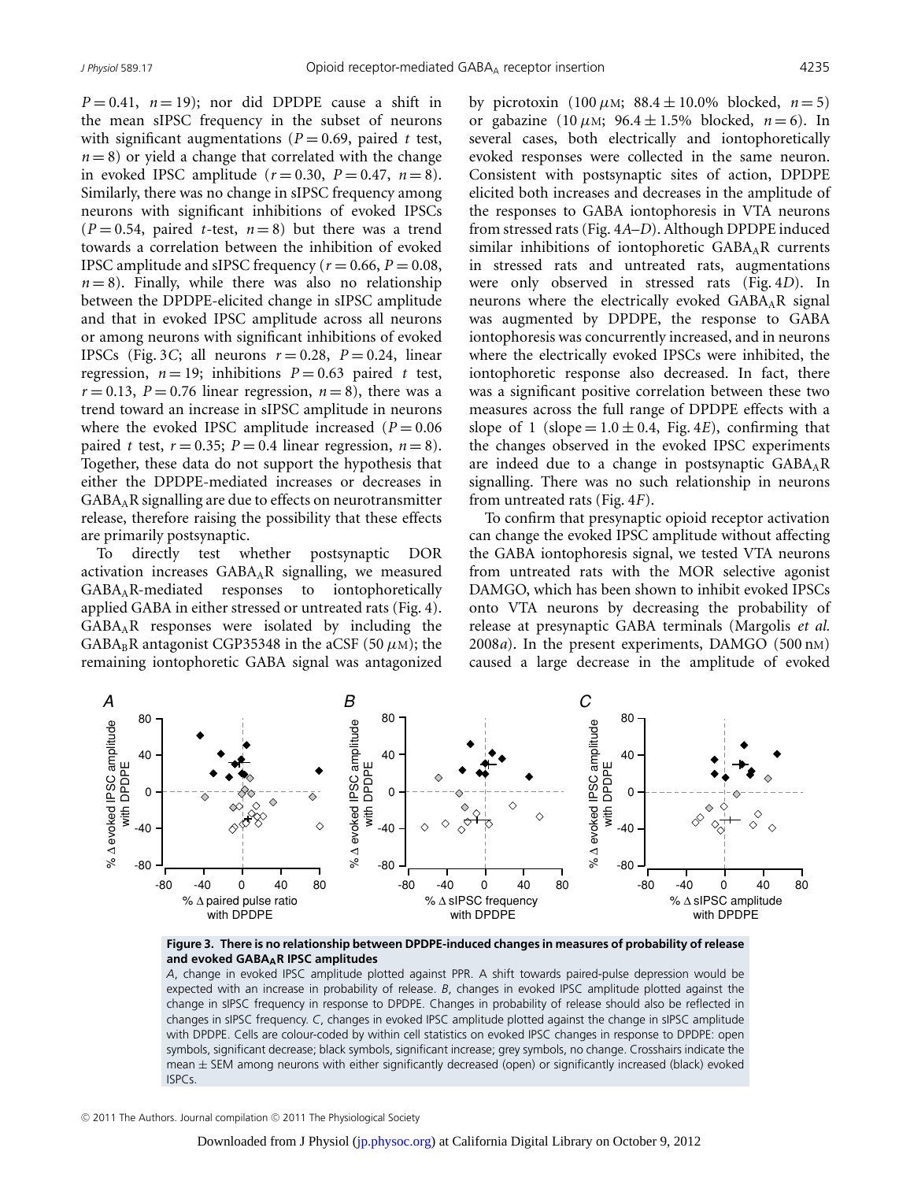$P = 0.41$, $n = 19$); nor did DPDPE cause a shift in the mean sIPSC frequency in the subset of neurons with significant augmentations ($P = 0.69$, paired $t$ test, $n = 8$) or yield a change that correlated with the change in evoked IPSC amplitude ($r = 0.30$, $P = 0.47$, $n = 8$). Similarly, there was no change in sIPSC frequency among neurons with significant inhibitions of evoked IPSCs ($P = 0.54$, paired $t$-test, $n = 8$) but there was a trend towards a correlation between the inhibition of evoked IPSC amplitude and sIPSC frequency ($r = 0.66$, $P = 0.08$, $n = 8$). Finally, while there was also no relationship between the DPDPE-elicited change in sIPSC amplitude and that in evoked IPSC amplitude across all neurons or among neurons with significant inhibitions of evoked IPSCs (Fig. 3*C*; all neurons $r = 0.28$, $P = 0.24$, linear regression, $n = 19$; inhibitions $P = 0.63$ paired $t$ test, $r = 0.13$, $P = 0.76$ linear regression, $n = 8$), there was a trend toward an increase in sIPSC amplitude in neurons where the evoked IPSC amplitude increased ($P = 0.06$ paired $t$ test, $r = 0.35$; $P = 0.4$ linear regression, $n = 8$). Together, these data do not support the hypothesis that either the DPDPE-mediated increases or decreases in $GABA_AR$ signalling are due to effects on neurotransmitter release, therefore raising the possibility that these effects are primarily postsynaptic.

To directly test whether postsynaptic DOR activation increases $GABA_AR$ signalling, we measured $GABA_AR$-mediated responses to iontophoretically applied GABA in either stressed or untreated rats (Fig. 4). $GABA_AR$ responses were isolated by including the $GABA_BR$ antagonist CGP35348 in the aCSF (50 $\mu$M); the remaining iontophoretic GABA signal was antagonized by picrotoxin (100 $\mu$M; $88.4 \pm 10.0$% blocked, $n = 5$) or gabazine (10 $\mu$M; $96.4 \pm 1.5$% blocked, $n = 6$). In several cases, both electrically and iontophoretically evoked responses were collected in the same neuron. Consistent with postsynaptic sites of action, DPDPE elicited both increases and decreases in the amplitude of the responses to GABA iontophoresis in VTA neurons from stressed rats (Fig. 4*A*–*D*). Although DPDPE induced similar inhibitions of iontophoretic $GABA_AR$ currents in stressed rats and untreated rats, augmentations were only observed in stressed rats (Fig. 4*D*). In neurons where the electrically evoked $GABA_AR$ signal was augmented by DPDPE, the response to GABA iontophoresis was concurrently increased, and in neurons where the electrically evoked IPSCs were inhibited, the iontophoretic response also decreased. In fact, there was a significant positive correlation between these two measures across the full range of DPDPE effects with a slope of 1 (slope $= 1.0 \pm 0.4$, Fig. 4*E*), confirming that the changes observed in the evoked IPSC experiments are indeed due to a change in postsynaptic $GABA_AR$ signalling. There was no such relationship in neurons from untreated rats (Fig. 4*F*).

To confirm that presynaptic opioid receptor activation can change the evoked IPSC amplitude without affecting the GABA iontophoresis signal, we tested VTA neurons from untreated rats with the MOR selective agonist DAMGO, which has been shown to inhibit evoked IPSCs onto VTA neurons by decreasing the probability of release at presynaptic GABA terminals (Margolis *et al.* 2008*a*). In the present experiments, DAMGO (500 nM) caused a large decrease in the amplitude of evoked

**Figure 3. There is no relationship between DPDPE-induced changes in measures of probability of release and evoked $GABA_AR$ IPSC amplitudes**

*A*, change in evoked IPSC amplitude plotted against PPR. A shift towards paired-pulse depression would be expected with an increase in probability of release. *B*, changes in evoked IPSC amplitude plotted against the change in sIPSC frequency in response to DPDPE. Changes in probability of release should also be reflected in changes in sIPSC frequency. *C*, changes in evoked IPSC amplitude plotted against the change in sIPSC amplitude with DPDPE. Cells are colour-coded by within cell statistics on evoked IPSC changes in response to DPDPE: open symbols, significant decrease; black symbols, significant increase; grey symbols, no change. Crosshairs indicate the mean ± SEM among neurons with either significantly decreased (open) or significantly increased (black) evoked ISPCs.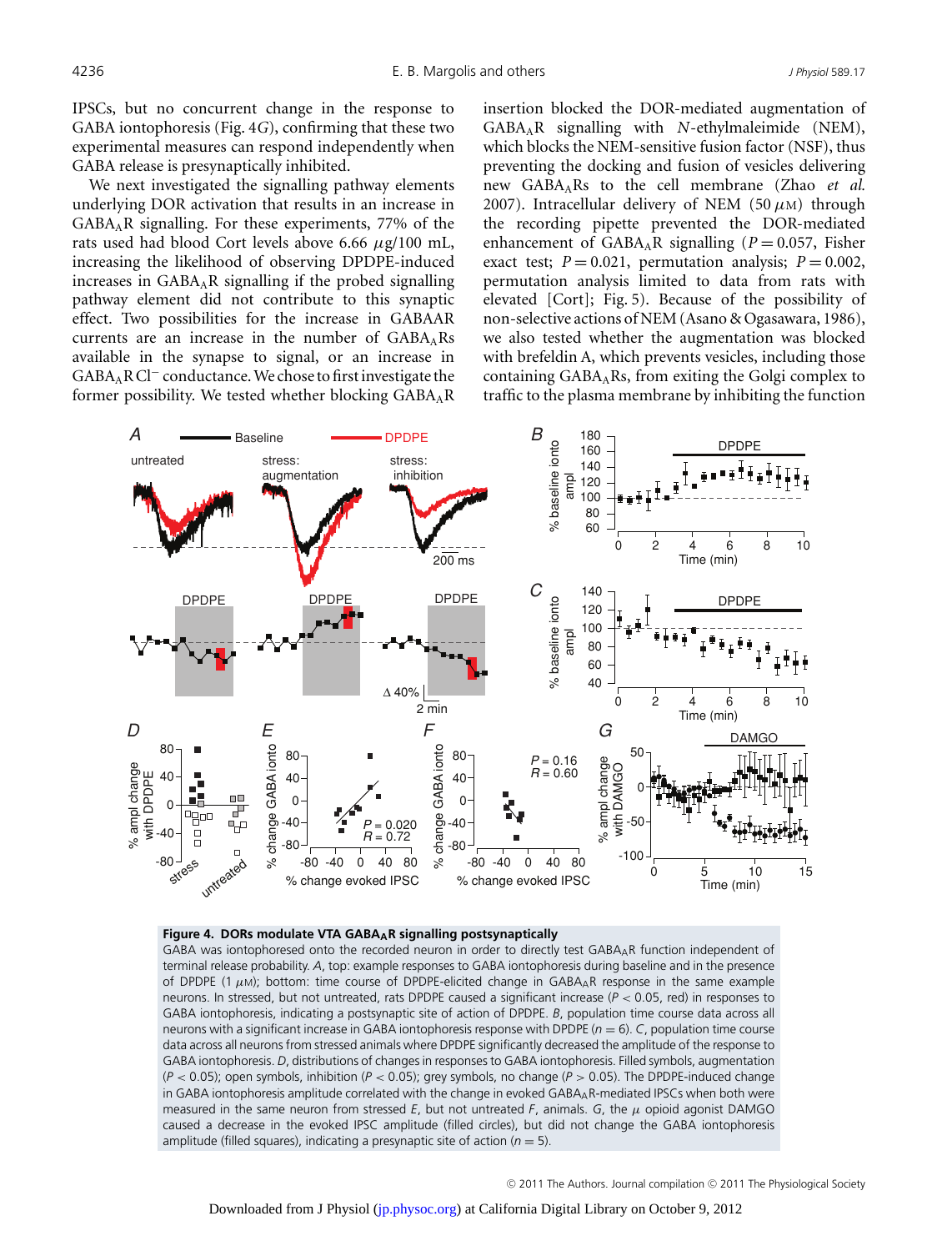IPSCs, but no concurrent change in the response to GABA iontophoresis (Fig. 4*G*), confirming that these two experimental measures can respond independently when GABA release is presynaptically inhibited.

We next investigated the signalling pathway elements underlying DOR activation that results in an increase in $GABA_AR$ signalling. For these experiments, 77% of the rats used had blood Cort levels above 6.66 $\mu$g/100 mL, increasing the likelihood of observing DPDPE-induced increases in $GABA_AR$ signalling if the probed signalling pathway element did not contribute to this synaptic effect. Two possibilities for the increase in GABAAR currents are an increase in the number of $GABA_ARs$ available in the synapse to signal, or an increase in $GABA_AR$ $Cl^-$ conductance. We chose to first investigate the former possibility. We tested whether blocking $GABA_AR$ insertion blocked the DOR-mediated augmentation of $GABA_AR$ signalling with *N*-ethylmaleimide (NEM), which blocks the NEM-sensitive fusion factor (NSF), thus preventing the docking and fusion of vesicles delivering new $GABA_ARs$ to the cell membrane (Zhao *et al.* 2007). Intracellular delivery of NEM (50 $\mu$M) through the recording pipette prevented the DOR-mediated enhancement of $GABA_AR$ signalling ($P = 0.057$, Fisher exact test; $P = 0.021$, permutation analysis; $P = 0.002$, permutation analysis limited to data from rats with elevated [Cort]; Fig. 5). Because of the possibility of non-selective actions of NEM (Asano & Ogasawara, 1986), we also tested whether the augmentation was blocked with brefeldin A, which prevents vesicles, including those containing $GABA_ARs$, from exiting the Golgi complex to traffic to the plasma membrane by inhibiting the function

**Figure 4. DORs modulate VTA $GABA_AR$ signalling postsynaptically**
GABA was iontophoresed onto the recorded neuron in order to directly test $GABA_AR$ function independent of terminal release probability. *A*, top: example responses to GABA iontophoresis during baseline and in the presence of DPDPE (1 $\mu$M); bottom: time course of DPDPE-elicited change in $GABA_AR$ response in the same example neurons. In stressed, but not untreated, rats DPDPE caused a significant increase ($P < 0.05$, red) in responses to GABA iontophoresis, indicating a postsynaptic site of action of DPDPE. *B*, population time course data across all neurons with a significant increase in GABA iontophoresis response with DPDPE ($n = 6$). *C*, population time course data across all neurons from stressed animals where DPDPE significantly decreased the amplitude of the response to GABA iontophoresis. *D*, distributions of changes in responses to GABA iontophoresis. Filled symbols, augmentation ($P < 0.05$); open symbols, inhibition ($P < 0.05$); grey symbols, no change ($P > 0.05$). The DPDPE-induced change in GABA iontophoresis amplitude correlated with the change in evoked $GABA_AR$-mediated IPSCs when both were measured in the same neuron from stressed *E*, but not untreated *F*, animals. *G*, the $\mu$ opioid agonist DAMGO caused a decrease in the evoked IPSC amplitude (filled circles), but did not change the GABA iontophoresis amplitude (filled squares), indicating a presynaptic site of action ($n = 5$).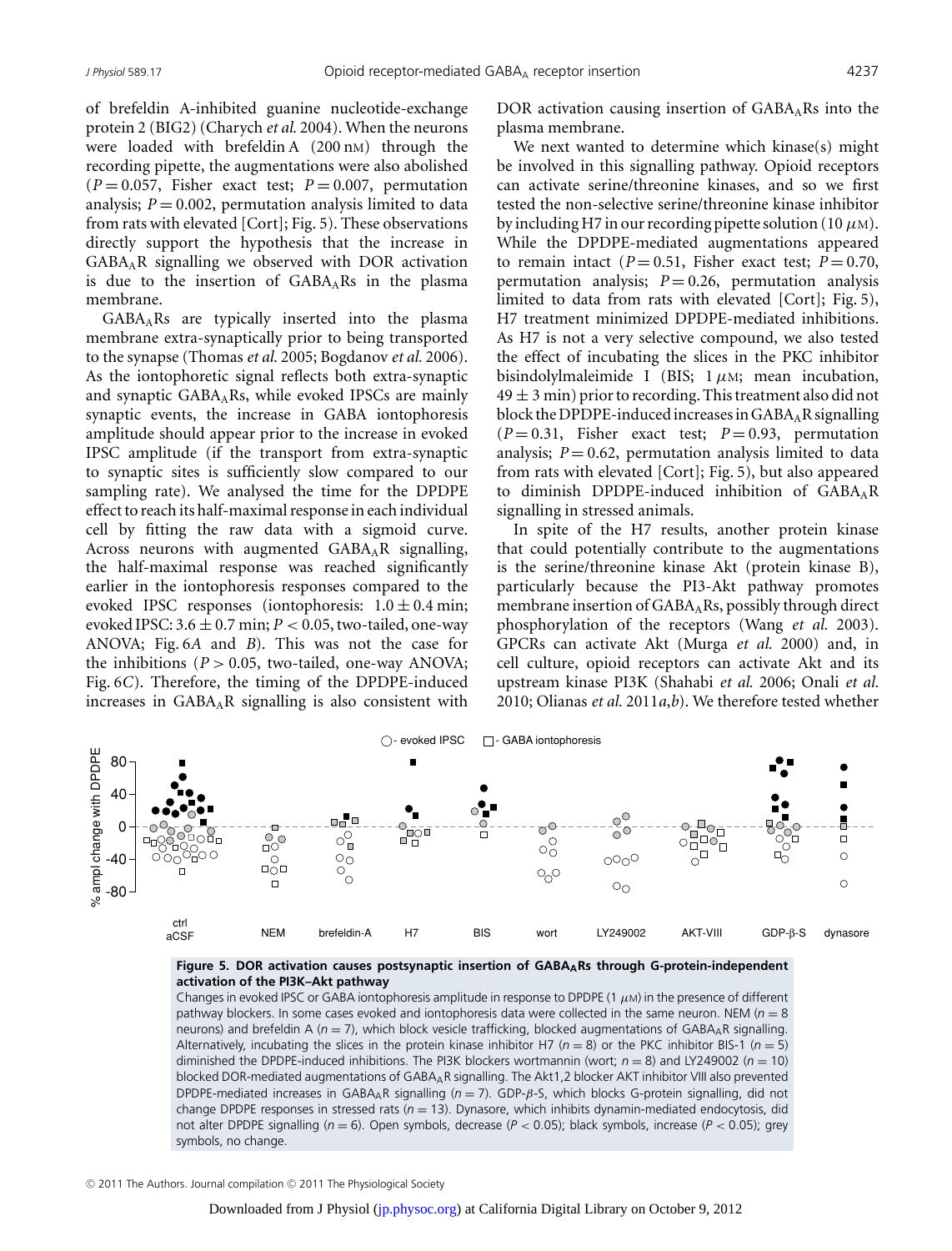of brefeldin A-inhibited guanine nucleotide-exchange protein 2 (BIG2) (Charych *et al.* 2004). When the neurons were loaded with brefeldin A (200 nM) through the recording pipette, the augmentations were also abolished ($P = 0.057$, Fisher exact test; $P = 0.007$, permutation analysis; $P = 0.002$, permutation analysis limited to data from rats with elevated [Cort]; Fig. 5). These observations directly support the hypothesis that the increase in $GABA_A$R signalling we observed with DOR activation is due to the insertion of $GABA_A$Rs in the plasma membrane.

$GABA_A$Rs are typically inserted into the plasma membrane extra-synaptically prior to being transported to the synapse (Thomas *et al.* 2005; Bogdanov *et al.* 2006). As the iontophoretic signal reflects both extra-synaptic and synaptic $GABA_A$Rs, while evoked IPSCs are mainly synaptic events, the increase in GABA iontophoresis amplitude should appear prior to the increase in evoked IPSC amplitude (if the transport from extra-synaptic to synaptic sites is sufficiently slow compared to our sampling rate). We analysed the time for the DPDPE effect to reach its half-maximal response in each individual cell by fitting the raw data with a sigmoid curve. Across neurons with augmented $GABA_A$R signalling, the half-maximal response was reached significantly earlier in the iontophoresis responses compared to the evoked IPSC responses (iontophoresis: $1.0 \pm 0.4$ min; evoked IPSC: $3.6 \pm 0.7$ min; $P < 0.05$, two-tailed, one-way ANOVA; Fig. 6*A* and *B*). This was not the case for the inhibitions ($P > 0.05$, two-tailed, one-way ANOVA; Fig. 6*C*). Therefore, the timing of the DPDPE-induced increases in $GABA_A$R signalling is also consistent with DOR activation causing insertion of $GABA_A$Rs into the plasma membrane.

We next wanted to determine which kinase(s) might be involved in this signalling pathway. Opioid receptors can activate serine/threonine kinases, and so we first tested the non-selective serine/threonine kinase inhibitor by including H7 in our recording pipette solution (10 μM). While the DPDPE-mediated augmentations appeared to remain intact ($P = 0.51$, Fisher exact test; $P = 0.70$, permutation analysis; $P = 0.26$, permutation analysis limited to data from rats with elevated [Cort]; Fig. 5), H7 treatment minimized DPDPE-mediated inhibitions. As H7 is not a very selective compound, we also tested the effect of incubating the slices in the PKC inhibitor bisindolylmaleimide I (BIS; 1 μM; mean incubation, $49 \pm 3$ min) prior to recording. This treatment also did not block the DPDPE-induced increases in $GABA_A$R signalling ($P = 0.31$, Fisher exact test; $P = 0.93$, permutation analysis; $P = 0.62$, permutation analysis limited to data from rats with elevated [Cort]; Fig. 5), but also appeared to diminish DPDPE-induced inhibition of $GABA_A$R signalling in stressed animals.

In spite of the H7 results, another protein kinase that could potentially contribute to the augmentations is the serine/threonine kinase Akt (protein kinase B), particularly because the PI3-Akt pathway promotes membrane insertion of $GABA_A$Rs, possibly through direct phosphorylation of the receptors (Wang *et al.* 2003). GPCRs can activate Akt (Murga *et al.* 2000) and, in cell culture, opioid receptors can activate Akt and its upstream kinase PI3K (Shahabi *et al.* 2006; Onali *et al.* 2010; Olianas *et al.* 2011*a*,*b*). We therefore tested whether

**Figure 5. DOR activation causes postsynaptic insertion of $GABA_A$Rs through G-protein-independent activation of the PI3K–Akt pathway**
Changes in evoked IPSC or GABA iontophoresis amplitude in response to DPDPE (1 μM) in the presence of different pathway blockers. In some cases evoked and iontophoresis data were collected in the same neuron. NEM ($n = 8$ neurons) and brefeldin A ($n = 7$), which block vesicle trafficking, blocked augmentations of $GABA_A$R signalling. Alternatively, incubating the slices in the protein kinase inhibitor H7 ($n = 8$) or the PKC inhibitor BIS-1 ($n = 5$) diminished the DPDPE-induced inhibitions. The PI3K blockers wortmannin (wort; $n = 8$) and LY249002 ($n = 10$) blocked DOR-mediated augmentations of $GABA_A$R signalling. The Akt1,2 blocker AKT inhibitor VIII also prevented DPDPE-mediated increases in $GABA_A$R signalling ($n = 7$). GDP-β-S, which blocks G-protein signalling, did not change DPDPE responses in stressed rats ($n = 13$). Dynasore, which inhibits dynamin-mediated endocytosis, did not alter DPDPE signalling ($n = 6$). Open symbols, decrease ($P < 0.05$); black symbols, increase ($P < 0.05$); grey symbols, no change.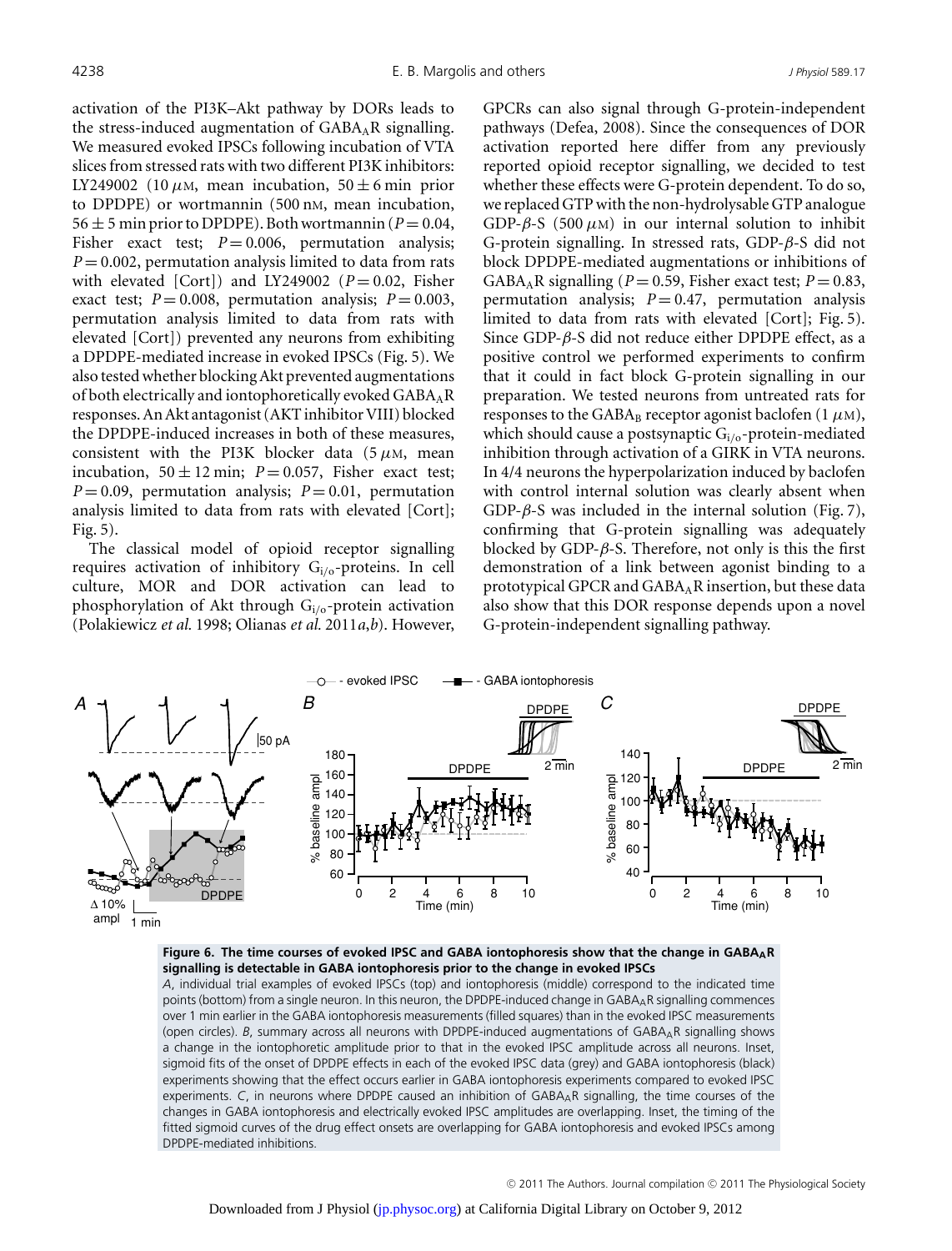activation of the PI3K–Akt pathway by DORs leads to the stress-induced augmentation of $GABA_AR$ signalling. We measured evoked IPSCs following incubation of VTA slices from stressed rats with two different PI3K inhibitors: LY249002 (10 $\mu$M, mean incubation, $50 \pm 6$ min prior to DPDPE) or wortmannin (500 nM, mean incubation, $56 \pm 5$ min prior to DPDPE). Both wortmannin ($P = 0.04$, Fisher exact test; $P = 0.006$, permutation analysis; $P = 0.002$, permutation analysis limited to data from rats with elevated [Cort]) and LY249002 ($P = 0.02$, Fisher exact test; $P = 0.008$, permutation analysis; $P = 0.003$, permutation analysis limited to data from rats with elevated [Cort]) prevented any neurons from exhibiting a DPDPE-mediated increase in evoked IPSCs (Fig. 5). We also tested whether blocking Akt prevented augmentations of both electrically and iontophoretically evoked $GABA_AR$ responses. An Akt antagonist (AKT inhibitor VIII) blocked the DPDPE-induced increases in both of these measures, consistent with the PI3K blocker data (5 $\mu$M, mean incubation, $50 \pm 12$ min; $P = 0.057$, Fisher exact test; $P = 0.09$, permutation analysis; $P = 0.01$, permutation analysis limited to data from rats with elevated [Cort]; Fig. 5).

The classical model of opioid receptor signalling requires activation of inhibitory $G_{i/o}$-proteins. In cell culture, MOR and DOR activation can lead to phosphorylation of Akt through $G_{i/o}$-protein activation (Polakiewicz *et al.* 1998; Olianas *et al.* 2011*a*,*b*). However, GPCRs can also signal through G-protein-independent pathways (Defea, 2008). Since the consequences of DOR activation reported here differ from any previously reported opioid receptor signalling, we decided to test whether these effects were G-protein dependent. To do so, we replaced GTP with the non-hydrolysable GTP analogue GDP-$\beta$-S (500 $\mu$M) in our internal solution to inhibit G-protein signalling. In stressed rats, GDP-$\beta$-S did not block DPDPE-mediated augmentations or inhibitions of $GABA_AR$ signalling ($P = 0.59$, Fisher exact test; $P = 0.83$, permutation analysis; $P = 0.47$, permutation analysis limited to data from rats with elevated [Cort]; Fig. 5). Since GDP-$\beta$-S did not reduce either DPDPE effect, as a positive control we performed experiments to confirm that it could in fact block G-protein signalling in our preparation. We tested neurons from untreated rats for responses to the $GABA_B$ receptor agonist baclofen (1 $\mu$M), which should cause a postsynaptic $G_{i/o}$-protein-mediated inhibition through activation of a GIRK in VTA neurons. In 4/4 neurons the hyperpolarization induced by baclofen with control internal solution was clearly absent when GDP-$\beta$-S was included in the internal solution (Fig. 7), confirming that G-protein signalling was adequately blocked by GDP-$\beta$-S. Therefore, not only is this the first demonstration of a link between agonist binding to a prototypical GPCR and $GABA_AR$ insertion, but these data also show that this DOR response depends upon a novel G-protein-independent signalling pathway.

**Figure 6. The time courses of evoked IPSC and GABA iontophoresis show that the change in $GABA_AR$ signalling is detectable in GABA iontophoresis prior to the change in evoked IPSCs**

*A*, individual trial examples of evoked IPSCs (top) and iontophoresis (middle) correspond to the indicated time points (bottom) from a single neuron. In this neuron, the DPDPE-induced change in $GABA_AR$ signalling commences over 1 min earlier in the GABA iontophoresis measurements (filled squares) than in the evoked IPSC measurements (open circles). *B*, summary across all neurons with DPDPE-induced augmentations of $GABA_AR$ signalling shows a change in the iontophoretic amplitude prior to that in the evoked IPSC amplitude across all neurons. Inset, sigmoid fits of the onset of DPDPE effects in each of the evoked IPSC data (grey) and GABA iontophoresis (black) experiments showing that the effect occurs earlier in GABA iontophoresis experiments compared to evoked IPSC experiments. *C*, in neurons where DPDPE caused an inhibition of $GABA_AR$ signalling, the time courses of the changes in GABA iontophoresis and electrically evoked IPSC amplitudes are overlapping. Inset, the timing of the fitted sigmoid curves of the drug effect onsets are overlapping for GABA iontophoresis and evoked IPSCs among DPDPE-mediated inhibitions.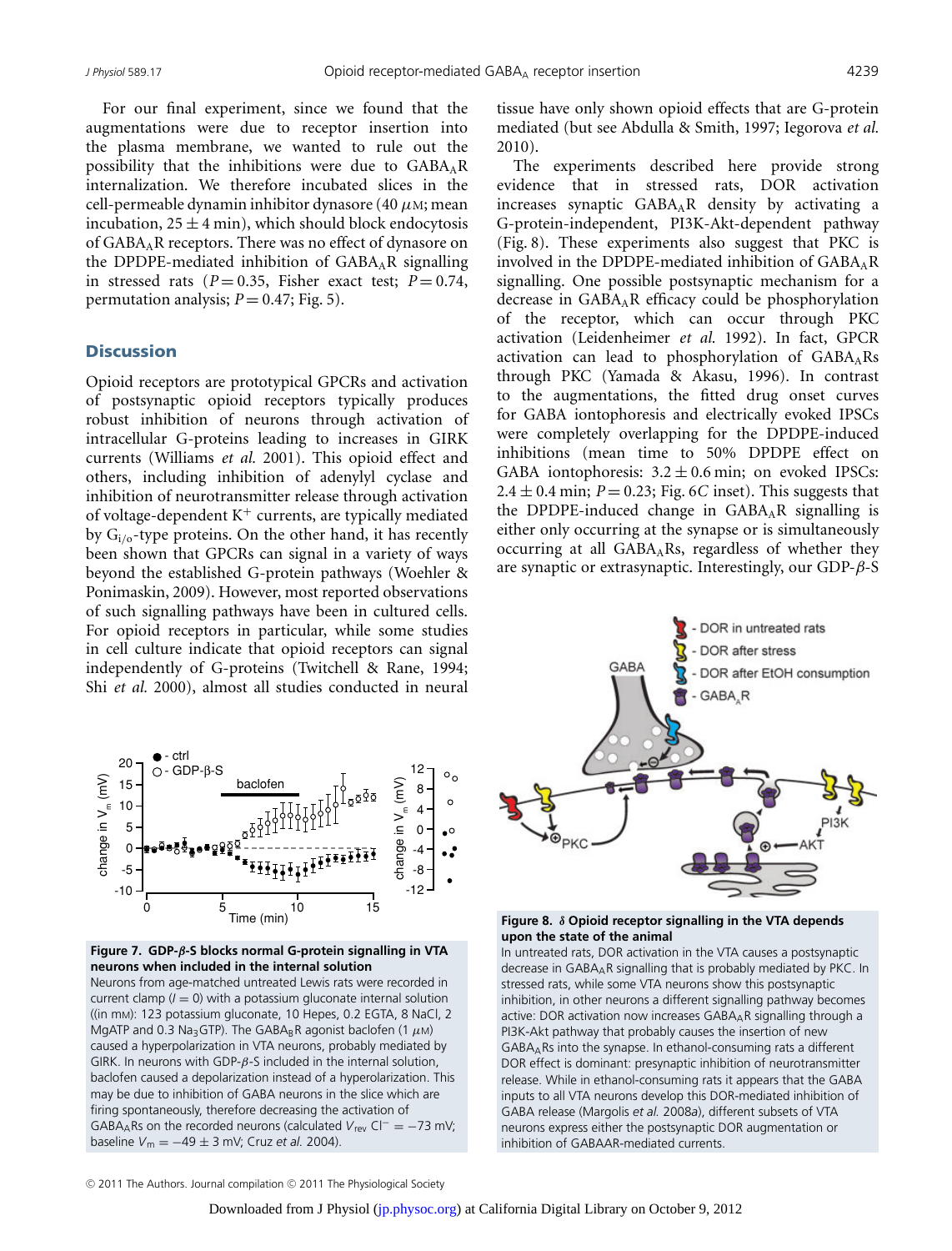For our final experiment, since we found that the augmentations were due to receptor insertion into the plasma membrane, we wanted to rule out the possibility that the inhibitions were due to $GABA_AR$ internalization. We therefore incubated slices in the cell-permeable dynamin inhibitor dynasore (40 $\mu$M; mean incubation, $25 \pm 4$ min), which should block endocytosis of $GABA_AR$ receptors. There was no effect of dynasore on the DPDPE-mediated inhibition of $GABA_AR$ signalling in stressed rats ($P = 0.35$, Fisher exact test; $P = 0.74$, permutation analysis; $P = 0.47$; Fig. 5).

## Discussion

Opioid receptors are prototypical GPCRs and activation of postsynaptic opioid receptors typically produces robust inhibition of neurons through activation of intracellular G-proteins leading to increases in GIRK currents (Williams *et al.* 2001). This opioid effect and others, including inhibition of adenylyl cyclase and inhibition of neurotransmitter release through activation of voltage-dependent $K^+$ currents, are typically mediated by $G_{i/o}$-type proteins. On the other hand, it has recently been shown that GPCRs can signal in a variety of ways beyond the established G-protein pathways (Woehler & Ponimaskin, 2009). However, most reported observations of such signalling pathways have been in cultured cells. For opioid receptors in particular, while some studies in cell culture indicate that opioid receptors can signal independently of G-proteins (Twitchell & Rane, 1994; Shi *et al.* 2000), almost all studies conducted in neural tissue have only shown opioid effects that are G-protein mediated (but see Abdulla & Smith, 1997; Iegorova *et al.* 2010).

The experiments described here provide strong evidence that in stressed rats, DOR activation increases synaptic $GABA_AR$ density by activating a G-protein-independent, PI3K-Akt-dependent pathway (Fig. 8). These experiments also suggest that PKC is involved in the DPDPE-mediated inhibition of $GABA_AR$ signalling. One possible postsynaptic mechanism for a decrease in $GABA_AR$ efficacy could be phosphorylation of the receptor, which can occur through PKC activation (Leidenheimer *et al.* 1992). In fact, GPCR activation can lead to phosphorylation of $GABA_AR$s through PKC (Yamada & Akasu, 1996). In contrast to the augmentations, the fitted drug onset curves for GABA iontophoresis and electrically evoked IPSCs were completely overlapping for the DPDPE-induced inhibitions (mean time to 50% DPDPE effect on GABA iontophoresis: $3.2 \pm 0.6$ min; on evoked IPSCs: $2.4 \pm 0.4$ min; $P = 0.23$; Fig. 6*C* inset). This suggests that the DPDPE-induced change in $GABA_AR$ signalling is either only occurring at the synapse or is simultaneously occurring at all $GABA_AR$s, regardless of whether they are synaptic or extrasynaptic. Interestingly, our GDP-$\beta$-S

**Figure 7. GDP-$\beta$-S blocks normal G-protein signalling in VTA neurons when included in the internal solution**
Neurons from age-matched untreated Lewis rats were recorded in current clamp ($I = 0$) with a potassium gluconate internal solution ((in mM): 123 potassium gluconate, 10 Hepes, 0.2 EGTA, 8 NaCl, 2 MgATP and 0.3 $Na_3$GTP). The $GABA_BR$ agonist baclofen (1 $\mu$M) caused a hyperpolarization in VTA neurons, probably mediated by GIRK. In neurons with GDP-$\beta$-S included in the internal solution, baclofen caused a depolarization instead of a hyperpolarization. This may be due to inhibition of GABA neurons in the slice which are firing spontaneously, therefore decreasing the activation of $GABA_AR$s on the recorded neurons (calculated $V_{rev}$ $Cl^- = -73$ mV; baseline $V_m = -49 \pm 3$ mV; Cruz *et al.* 2004).

**Figure 8. $\delta$ Opioid receptor signalling in the VTA depends upon the state of the animal**
In untreated rats, DOR activation in the VTA causes a postsynaptic decrease in $GABA_AR$ signalling that is probably mediated by PKC. In stressed rats, while some VTA neurons show this postsynaptic inhibition, in other neurons a different signalling pathway becomes active: DOR activation now increases $GABA_AR$ signalling through a PI3K-Akt pathway that probably causes the insertion of new $GABA_AR$s into the synapse. In ethanol-consuming rats a different DOR effect is dominant: presynaptic inhibition of neurotransmitter release. While in ethanol-consuming rats it appears that the GABA inputs to all VTA neurons develop this DOR-mediated inhibition of GABA release (Margolis *et al.* 2008*a*), different subsets of VTA neurons express either the postsynaptic DOR augmentation or inhibition of GABAAR-mediated currents.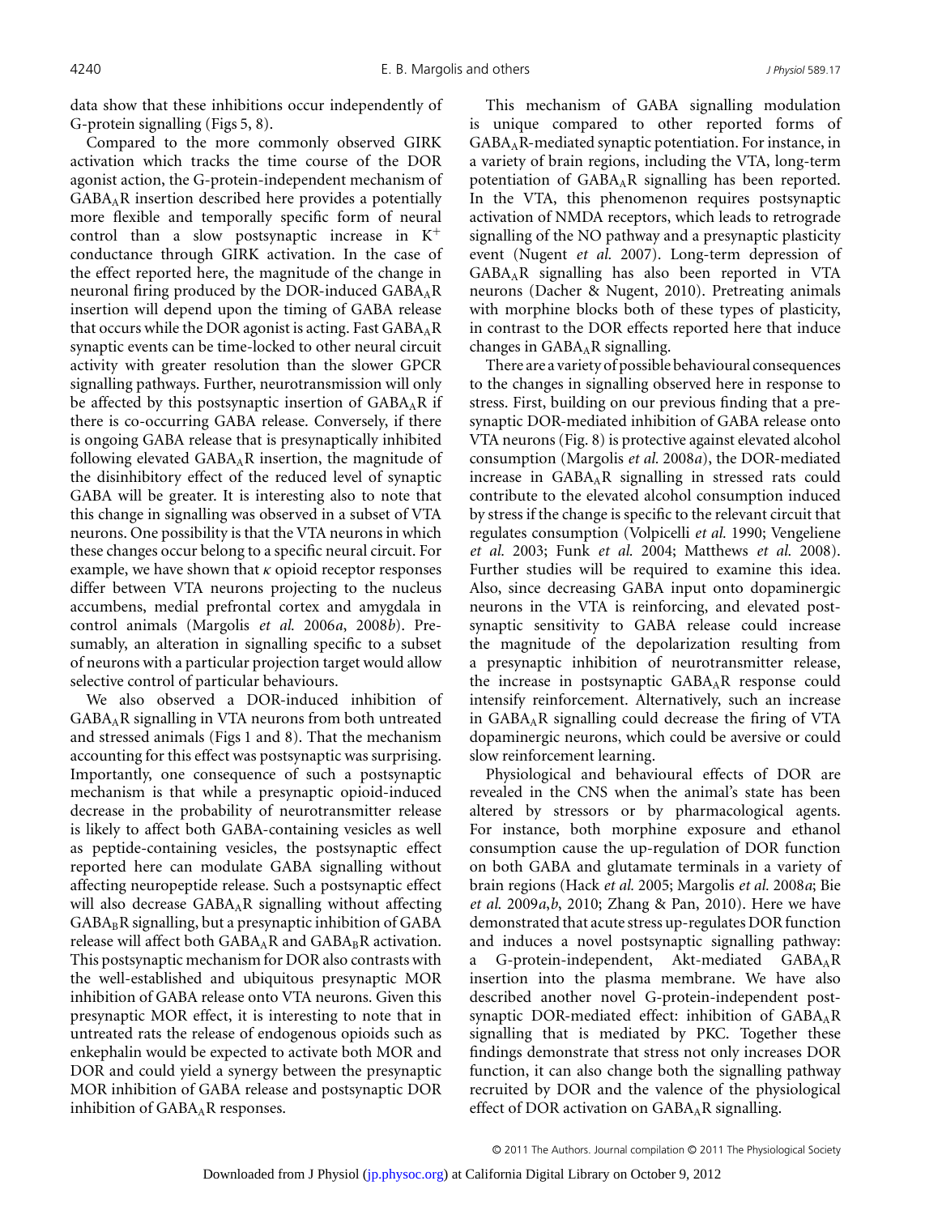data show that these inhibitions occur independently of G-protein signalling (Figs 5, 8).

Compared to the more commonly observed GIRK activation which tracks the time course of the DOR agonist action, the G-protein-independent mechanism of $GABA_AR$ insertion described here provides a potentially more flexible and temporally specific form of neural control than a slow postsynaptic increase in $K^+$ conductance through GIRK activation. In the case of the effect reported here, the magnitude of the change in neuronal firing produced by the DOR-induced $GABA_AR$ insertion will depend upon the timing of GABA release that occurs while the DOR agonist is acting. Fast $GABA_AR$ synaptic events can be time-locked to other neural circuit activity with greater resolution than the slower GPCR signalling pathways. Further, neurotransmission will only be affected by this postsynaptic insertion of $GABA_AR$ if there is co-occurring GABA release. Conversely, if there is ongoing GABA release that is presynaptically inhibited following elevated $GABA_AR$ insertion, the magnitude of the disinhibitory effect of the reduced level of synaptic GABA will be greater. It is interesting also to note that this change in signalling was observed in a subset of VTA neurons. One possibility is that the VTA neurons in which these changes occur belong to a specific neural circuit. For example, we have shown that $\kappa$ opioid receptor responses differ between VTA neurons projecting to the nucleus accumbens, medial prefrontal cortex and amygdala in control animals (Margolis *et al.* 2006*a*, 2008*b*). Presumably, an alteration in signalling specific to a subset of neurons with a particular projection target would allow selective control of particular behaviours.

We also observed a DOR-induced inhibition of $GABA_AR$ signalling in VTA neurons from both untreated and stressed animals (Figs 1 and 8). That the mechanism accounting for this effect was postsynaptic was surprising. Importantly, one consequence of such a postsynaptic mechanism is that while a presynaptic opioid-induced decrease in the probability of neurotransmitter release is likely to affect both GABA-containing vesicles as well as peptide-containing vesicles, the postsynaptic effect reported here can modulate GABA signalling without affecting neuropeptide release. Such a postsynaptic effect will also decrease $GABA_AR$ signalling without affecting $GABA_BR$ signalling, but a presynaptic inhibition of GABA release will affect both $GABA_AR$ and $GABA_BR$ activation. This postsynaptic mechanism for DOR also contrasts with the well-established and ubiquitous presynaptic MOR inhibition of GABA release onto VTA neurons. Given this presynaptic MOR effect, it is interesting to note that in untreated rats the release of endogenous opioids such as enkephalin would be expected to activate both MOR and DOR and could yield a synergy between the presynaptic MOR inhibition of GABA release and postsynaptic DOR inhibition of $GABA_AR$ responses.

This mechanism of GABA signalling modulation is unique compared to other reported forms of $GABA_AR$-mediated synaptic potentiation. For instance, in a variety of brain regions, including the VTA, long-term potentiation of $GABA_AR$ signalling has been reported. In the VTA, this phenomenon requires postsynaptic activation of NMDA receptors, which leads to retrograde signalling of the NO pathway and a presynaptic plasticity event (Nugent *et al.* 2007). Long-term depression of $GABA_AR$ signalling has also been reported in VTA neurons (Dacher & Nugent, 2010). Pretreating animals with morphine blocks both of these types of plasticity, in contrast to the DOR effects reported here that induce changes in $GABA_AR$ signalling.

There are a variety of possible behavioural consequences to the changes in signalling observed here in response to stress. First, building on our previous finding that a presynaptic DOR-mediated inhibition of GABA release onto VTA neurons (Fig. 8) is protective against elevated alcohol consumption (Margolis *et al.* 2008*a*), the DOR-mediated increase in $GABA_AR$ signalling in stressed rats could contribute to the elevated alcohol consumption induced by stress if the change is specific to the relevant circuit that regulates consumption (Volpicelli *et al.* 1990; Vengeliene *et al.* 2003; Funk *et al.* 2004; Matthews *et al.* 2008). Further studies will be required to examine this idea. Also, since decreasing GABA input onto dopaminergic neurons in the VTA is reinforcing, and elevated postsynaptic sensitivity to GABA release could increase the magnitude of the depolarization resulting from a presynaptic inhibition of neurotransmitter release, the increase in postsynaptic $GABA_AR$ response could intensify reinforcement. Alternatively, such an increase in $GABA_AR$ signalling could decrease the firing of VTA dopaminergic neurons, which could be aversive or could slow reinforcement learning.

Physiological and behavioural effects of DOR are revealed in the CNS when the animal's state has been altered by stressors or by pharmacological agents. For instance, both morphine exposure and ethanol consumption cause the up-regulation of DOR function on both GABA and glutamate terminals in a variety of brain regions (Hack *et al.* 2005; Margolis *et al.* 2008*a*; Bie *et al.* 2009*a*,*b*, 2010; Zhang & Pan, 2010). Here we have demonstrated that acute stress up-regulates DOR function and induces a novel postsynaptic signalling pathway: a G-protein-independent, Akt-mediated $GABA_AR$ insertion into the plasma membrane. We have also described another novel G-protein-independent postsynaptic DOR-mediated effect: inhibition of $GABA_AR$ signalling that is mediated by PKC. Together these findings demonstrate that stress not only increases DOR function, it can also change both the signalling pathway recruited by DOR and the valence of the physiological effect of DOR activation on $GABA_AR$ signalling.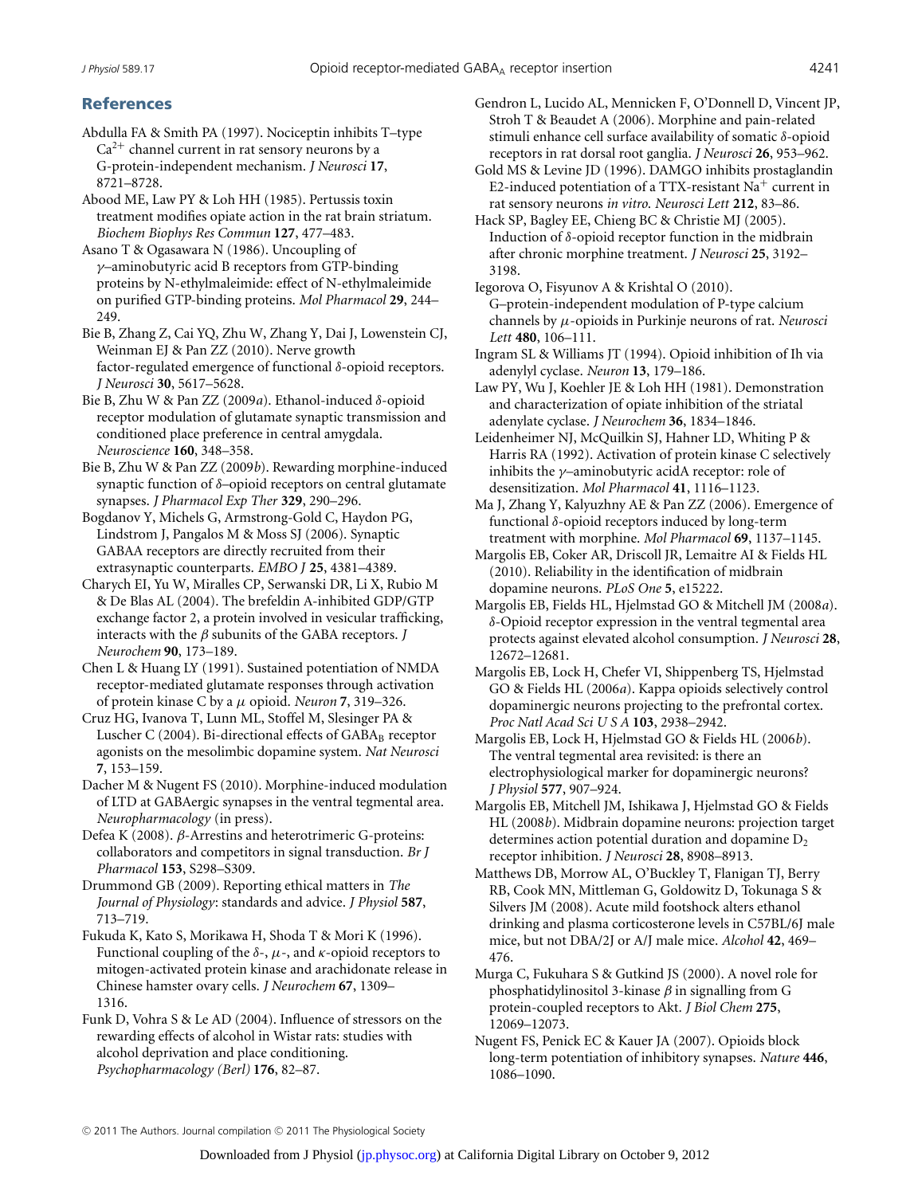## References

Abdulla FA & Smith PA (1997). Nociceptin inhibits T–type $Ca^{2+}$ channel current in rat sensory neurons by a G-protein-independent mechanism. *J Neurosci* **17**, 8721–8728.

Abood ME, Law PY & Loh HH (1985). Pertussis toxin treatment modifies opiate action in the rat brain striatum. *Biochem Biophys Res Commun* **127**, 477–483.

Asano T & Ogasawara N (1986). Uncoupling of $\gamma$–aminobutyric acid B receptors from GTP-binding proteins by N-ethylmaleimide: effect of N-ethylmaleimide on purified GTP-binding proteins. *Mol Pharmacol* **29**, 244–249.

Bie B, Zhang Z, Cai YQ, Zhu W, Zhang Y, Dai J, Lowenstein CJ, Weinman EJ & Pan ZZ (2010). Nerve growth factor-regulated emergence of functional $\delta$-opioid receptors. *J Neurosci* **30**, 5617–5628.

Bie B, Zhu W & Pan ZZ (2009*a*). Ethanol-induced $\delta$-opioid receptor modulation of glutamate synaptic transmission and conditioned place preference in central amygdala. *Neuroscience* **160**, 348–358.

Bie B, Zhu W & Pan ZZ (2009*b*). Rewarding morphine-induced synaptic function of $\delta$–opioid receptors on central glutamate synapses. *J Pharmacol Exp Ther* **329**, 290–296.

Bogdanov Y, Michels G, Armstrong-Gold C, Haydon PG, Lindstrom J, Pangalos M & Moss SJ (2006). Synaptic GABAA receptors are directly recruited from their extrasynaptic counterparts. *EMBO J* **25**, 4381–4389.

Charych EI, Yu W, Miralles CP, Serwanski DR, Li X, Rubio M & De Blas AL (2004). The brefeldin A-inhibited GDP/GTP exchange factor 2, a protein involved in vesicular trafficking, interacts with the $\beta$ subunits of the GABA receptors. *J Neurochem* **90**, 173–189.

Chen L & Huang LY (1991). Sustained potentiation of NMDA receptor-mediated glutamate responses through activation of protein kinase C by a $\mu$ opioid. *Neuron* **7**, 319–326.

Cruz HG, Ivanova T, Lunn ML, Stoffel M, Slesinger PA & Luscher C (2004). Bi-directional effects of $GABA_B$ receptor agonists on the mesolimbic dopamine system. *Nat Neurosci* **7**, 153–159.

Dacher M & Nugent FS (2010). Morphine-induced modulation of LTD at GABAergic synapses in the ventral tegmental area. *Neuropharmacology* (in press).

Defea K (2008). $\beta$-Arrestins and heterotrimeric G-proteins: collaborators and competitors in signal transduction. *Br J Pharmacol* **153**, S298–S309.

Drummond GB (2009). Reporting ethical matters in *The Journal of Physiology*: standards and advice. *J Physiol* **587**, 713–719.

Fukuda K, Kato S, Morikawa H, Shoda T & Mori K (1996). Functional coupling of the $\delta$-, $\mu$-, and $\kappa$-opioid receptors to mitogen-activated protein kinase and arachidonate release in Chinese hamster ovary cells. *J Neurochem* **67**, 1309–1316.

Funk D, Vohra S & Le AD (2004). Influence of stressors on the rewarding effects of alcohol in Wistar rats: studies with alcohol deprivation and place conditioning. *Psychopharmacology (Berl)* **176**, 82–87.

Gendron L, Lucido AL, Mennicken F, O'Donnell D, Vincent JP, Stroh T & Beaudet A (2006). Morphine and pain-related stimuli enhance cell surface availability of somatic $\delta$-opioid receptors in rat dorsal root ganglia. *J Neurosci* **26**, 953–962.

Gold MS & Levine JD (1996). DAMGO inhibits prostaglandin E2-induced potentiation of a TTX-resistant $Na^+$ current in rat sensory neurons *in vitro*. *Neurosci Lett* **212**, 83–86.

Hack SP, Bagley EE, Chieng BC & Christie MJ (2005). Induction of $\delta$-opioid receptor function in the midbrain after chronic morphine treatment. *J Neurosci* **25**, 3192–3198.

Iegorova O, Fisyunov A & Krishtal O (2010). G–protein-independent modulation of P-type calcium channels by $\mu$-opioids in Purkinje neurons of rat. *Neurosci Lett* **480**, 106–111.

Ingram SL & Williams JT (1994). Opioid inhibition of Ih via adenylyl cyclase. *Neuron* **13**, 179–186.

Law PY, Wu J, Koehler JE & Loh HH (1981). Demonstration and characterization of opiate inhibition of the striatal adenylate cyclase. *J Neurochem* **36**, 1834–1846.

Leidenheimer NJ, McQuilkin SJ, Hahner LD, Whiting P & Harris RA (1992). Activation of protein kinase C selectively inhibits the $\gamma$–aminobutyric acidA receptor: role of desensitization. *Mol Pharmacol* **41**, 1116–1123.

Ma J, Zhang Y, Kalyuzhny AE & Pan ZZ (2006). Emergence of functional $\delta$-opioid receptors induced by long-term treatment with morphine. *Mol Pharmacol* **69**, 1137–1145.

Margolis EB, Coker AR, Driscoll JR, Lemaitre AI & Fields HL (2010). Reliability in the identification of midbrain dopamine neurons. *PLoS One* **5**, e15222.

Margolis EB, Fields HL, Hjelmstad GO & Mitchell JM (2008*a*). $\delta$-Opioid receptor expression in the ventral tegmental area protects against elevated alcohol consumption. *J Neurosci* **28**, 12672–12681.

Margolis EB, Lock H, Chefer VI, Shippenberg TS, Hjelmstad GO & Fields HL (2006*a*). Kappa opioids selectively control dopaminergic neurons projecting to the prefrontal cortex. *Proc Natl Acad Sci U S A* **103**, 2938–2942.

Margolis EB, Lock H, Hjelmstad GO & Fields HL (2006*b*). The ventral tegmental area revisited: is there an electrophysiological marker for dopaminergic neurons? *J Physiol* **577**, 907–924.

Margolis EB, Mitchell JM, Ishikawa J, Hjelmstad GO & Fields HL (2008*b*). Midbrain dopamine neurons: projection target determines action potential duration and dopamine $D_2$ receptor inhibition. *J Neurosci* **28**, 8908–8913.

Matthews DB, Morrow AL, O'Buckley T, Flanigan TJ, Berry RB, Cook MN, Mittleman G, Goldowitz D, Tokunaga S & Silvers JM (2008). Acute mild footshock alters ethanol drinking and plasma corticosterone levels in C57BL/6J male mice, but not DBA/2J or A/J male mice. *Alcohol* **42**, 469–476.

Murga C, Fukuhara S & Gutkind JS (2000). A novel role for phosphatidylinositol 3-kinase $\beta$ in signalling from G protein-coupled receptors to Akt. *J Biol Chem* **275**, 12069–12073.

Nugent FS, Penick EC & Kauer JA (2007). Opioids block long-term potentiation of inhibitory synapses. *Nature* **446**, 1086–1090.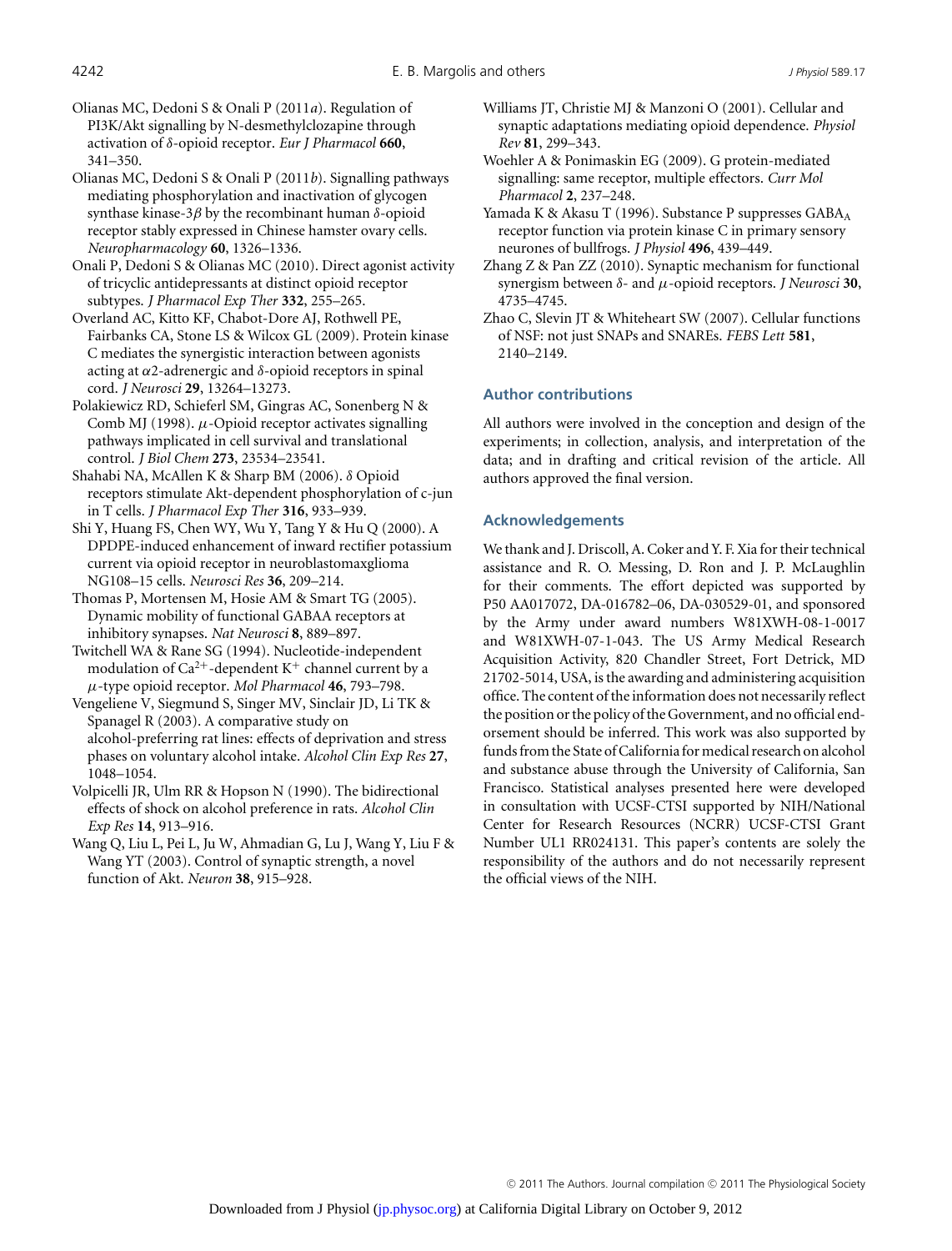Olianas MC, Dedoni S & Onali P (2011*a*). Regulation of PI3K/Akt signalling by N-desmethylclozapine through activation of $\delta$-opioid receptor. *Eur J Pharmacol* **660**, 341–350.

Olianas MC, Dedoni S & Onali P (2011*b*). Signalling pathways mediating phosphorylation and inactivation of glycogen synthase kinase-3$\beta$ by the recombinant human $\delta$-opioid receptor stably expressed in Chinese hamster ovary cells. *Neuropharmacology* **60**, 1326–1336.

Onali P, Dedoni S & Olianas MC (2010). Direct agonist activity of tricyclic antidepressants at distinct opioid receptor subtypes. *J Pharmacol Exp Ther* **332**, 255–265.

Overland AC, Kitto KF, Chabot-Dore AJ, Rothwell PE, Fairbanks CA, Stone LS & Wilcox GL (2009). Protein kinase C mediates the synergistic interaction between agonists acting at $\alpha$2-adrenergic and $\delta$-opioid receptors in spinal cord. *J Neurosci* **29**, 13264–13273.

Polakiewicz RD, Schieferl SM, Gingras AC, Sonenberg N & Comb MJ (1998). $\mu$-Opioid receptor activates signalling pathways implicated in cell survival and translational control. *J Biol Chem* **273**, 23534–23541.

Shahabi NA, McAllen K & Sharp BM (2006). $\delta$ Opioid receptors stimulate Akt-dependent phosphorylation of c-jun in T cells. *J Pharmacol Exp Ther* **316**, 933–939.

Shi Y, Huang FS, Chen WY, Wu Y, Tang Y & Hu Q (2000). A DPDPE-induced enhancement of inward rectifier potassium current via opioid receptor in neuroblastomaxglioma NG108–15 cells. *Neurosci Res* **36**, 209–214.

Thomas P, Mortensen M, Hosie AM & Smart TG (2005). Dynamic mobility of functional GABAA receptors at inhibitory synapses. *Nat Neurosci* **8**, 889–897.

Twitchell WA & Rane SG (1994). Nucleotide-independent modulation of $Ca^{2+}$-dependent $K^{+}$ channel current by a $\mu$-type opioid receptor. *Mol Pharmacol* **46**, 793–798.

Vengeliene V, Siegmund S, Singer MV, Sinclair JD, Li TK & Spanagel R (2003). A comparative study on alcohol-preferring rat lines: effects of deprivation and stress phases on voluntary alcohol intake. *Alcohol Clin Exp Res* **27**, 1048–1054.

Volpicelli JR, Ulm RR & Hopson N (1990). The bidirectional effects of shock on alcohol preference in rats. *Alcohol Clin Exp Res* **14**, 913–916.

Wang Q, Liu L, Pei L, Ju W, Ahmadian G, Lu J, Wang Y, Liu F & Wang YT (2003). Control of synaptic strength, a novel function of Akt. *Neuron* **38**, 915–928.

Williams JT, Christie MJ & Manzoni O (2001). Cellular and synaptic adaptations mediating opioid dependence. *Physiol Rev* **81**, 299–343.

Woehler A & Ponimaskin EG (2009). G protein-mediated signalling: same receptor, multiple effectors. *Curr Mol Pharmacol* **2**, 237–248.

Yamada K & Akasu T (1996). Substance P suppresses $GABA_A$ receptor function via protein kinase C in primary sensory neurones of bullfrogs. *J Physiol* **496**, 439–449.

Zhang Z & Pan ZZ (2010). Synaptic mechanism for functional synergism between $\delta$- and $\mu$-opioid receptors. *J Neurosci* **30**, 4735–4745.

Zhao C, Slevin JT & Whiteheart SW (2007). Cellular functions of NSF: not just SNAPs and SNAREs. *FEBS Lett* **581**, 2140–2149.

## Author contributions

All authors were involved in the conception and design of the experiments; in collection, analysis, and interpretation of the data; and in drafting and critical revision of the article. All authors approved the final version.

## Acknowledgements

We thank and J. Driscoll, A. Coker and Y. F. Xia for their technical assistance and R. O. Messing, D. Ron and J. P. McLaughlin for their comments. The effort depicted was supported by P50 AA017072, DA-016782–06, DA-030529-01, and sponsored by the Army under award numbers W81XWH-08-1-0017 and W81XWH-07-1-043. The US Army Medical Research Acquisition Activity, 820 Chandler Street, Fort Detrick, MD 21702-5014, USA, is the awarding and administering acquisition office. The content of the information does not necessarily reflect the position or the policy of the Government, and no official endorsement should be inferred. This work was also supported by funds from the State of California for medical research on alcohol and substance abuse through the University of California, San Francisco. Statistical analyses presented here were developed in consultation with UCSF-CTSI supported by NIH/National Center for Research Resources (NCRR) UCSF-CTSI Grant Number UL1 RR024131. This paper's contents are solely the responsibility of the authors and do not necessarily represent the official views of the NIH.